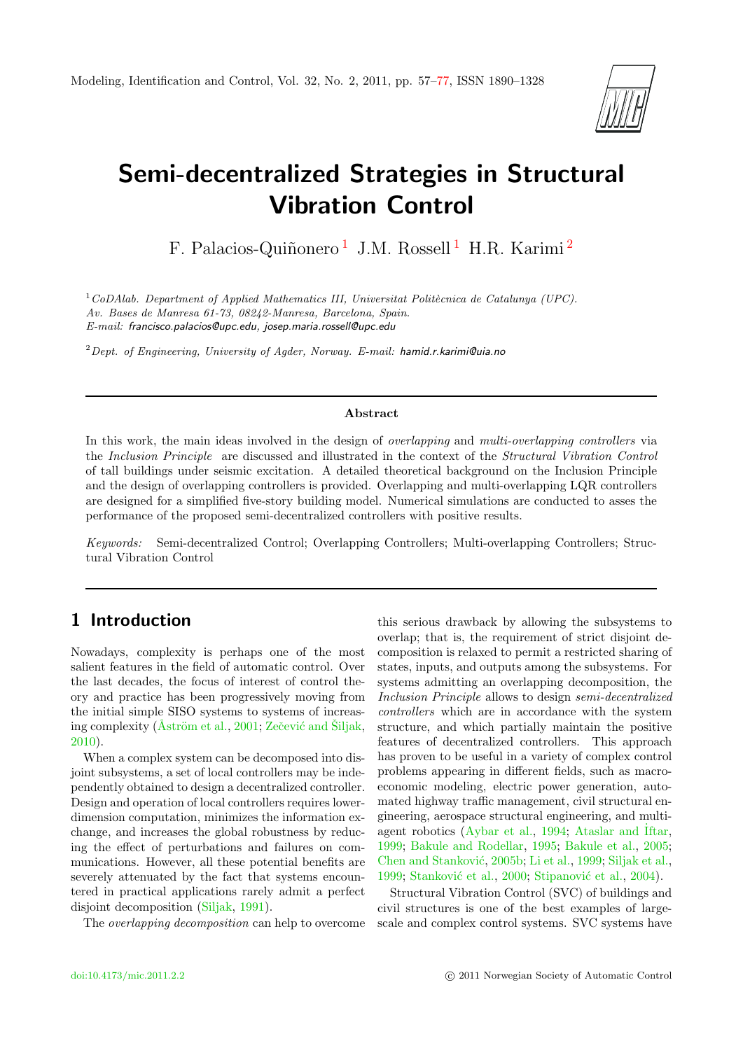# Semi-decentralized Strategies in Structural Vibration Control

F. Palacios-Quiñonero [1] J.M. Rossell [1] H.R. Karimi [2]

[1] *CoDAlab. Department of Applied Mathematics III, Universitat Politècnica de Catalunya (UPC). Av. Bases de Manresa 61-73, 08242-Manresa, Barcelona, Spain.*
*E-mail:* francisco.palacios@upc.edu, josep.maria.rossell@upc.edu

[2] *Dept. of Engineering, University of Agder, Norway. E-mail:* hamid.r.karimi@uia.no

### Abstract

In this work, the main ideas involved in the design of *overlapping* and *multi-overlapping controllers* via the *Inclusion Principle* are discussed and illustrated in the context of the *Structural Vibration Control* of tall buildings under seismic excitation. A detailed theoretical background on the Inclusion Principle and the design of overlapping controllers is provided. Overlapping and multi-overlapping LQR controllers are designed for a simplified five-story building model. Numerical simulations are conducted to asses the performance of the proposed semi-decentralized controllers with positive results.

*Keywords:* Semi-decentralized Control; Overlapping Controllers; Multi-overlapping Controllers; Structural Vibration Control

## 1 Introduction

Nowadays, complexity is perhaps one of the most salient features in the field of automatic control. Over the last decades, the focus of interest of control theory and practice has been progressively moving from the initial simple SISO systems to systems of increasing complexity (Åström et al., 2001; Zečević and Šiljak, 2010).

When a complex system can be decomposed into disjoint subsystems, a set of local controllers may be independently obtained to design a decentralized controller. Design and operation of local controllers requires lower-dimension computation, minimizes the information exchange, and increases the global robustness by reducing the effect of perturbations and failures on communications. However, all these potential benefits are severely attenuated by the fact that systems encountered in practical applications rarely admit a perfect disjoint decomposition (Siljak, 1991).

The *overlapping decomposition* can help to overcome this serious drawback by allowing the subsystems to overlap; that is, the requirement of strict disjoint decomposition is relaxed to permit a restricted sharing of states, inputs, and outputs among the subsystems. For systems admitting an overlapping decomposition, the *Inclusion Principle* allows to design *semi-decentralized controllers* which are in accordance with the system structure, and which partially maintain the positive features of decentralized controllers. This approach has proven to be useful in a variety of complex control problems appearing in different fields, such as macroeconomic modeling, electric power generation, automated highway traffic management, civil structural engineering, aerospace structural engineering, and multiagent robotics (Aybar et al., 1994; Ataslar and İftar, 1999; Bakule and Rodellar, 1995; Bakule et al., 2005; Chen and Stanković, 2005b; Li et al., 1999; Siljak et al., 1999; Stanković et al., 2000; Stipanović et al., 2004).

Structural Vibration Control (SVC) of buildings and civil structures is one of the best examples of large-scale and complex control systems. SVC systems have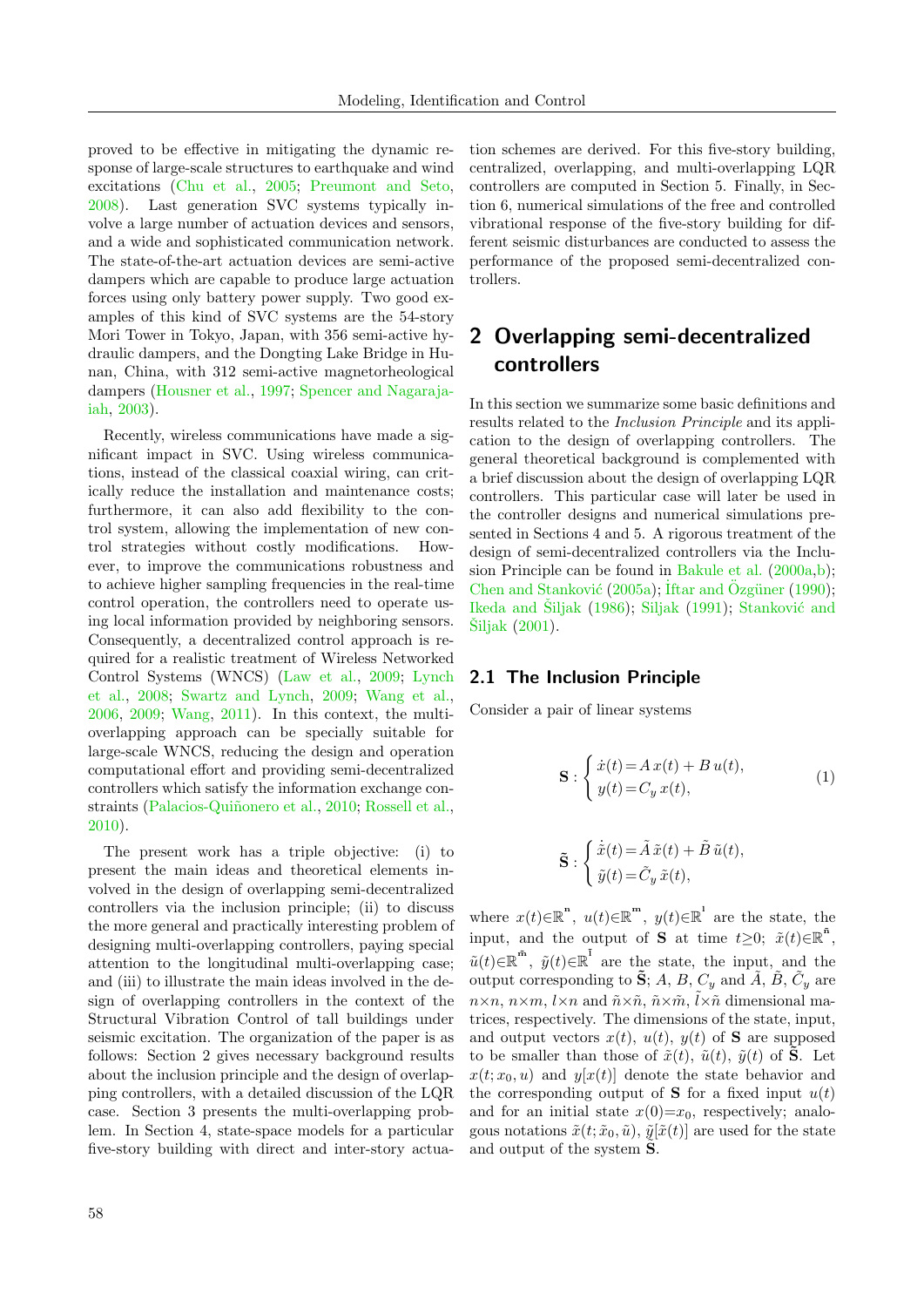proved to be effective in mitigating the dynamic response of large-scale structures to earthquake and wind excitations (Chu et al., 2005; Preumont and Seto, 2008). Last generation SVC systems typically involve a large number of actuation devices and sensors, and a wide and sophisticated communication network. The state-of-the-art actuation devices are semi-active dampers which are capable to produce large actuation forces using only battery power supply. Two good examples of this kind of SVC systems are the 54-story Mori Tower in Tokyo, Japan, with 356 semi-active hydraulic dampers, and the Dongting Lake Bridge in Hunan, China, with 312 semi-active magnetorheological dampers (Housner et al., 1997; Spencer and Nagarajaiah, 2003).

Recently, wireless communications have made a significant impact in SVC. Using wireless communications, instead of the classical coaxial wiring, can critically reduce the installation and maintenance costs; furthermore, it can also add flexibility to the control system, allowing the implementation of new control strategies without costly modifications. However, to improve the communications robustness and to achieve higher sampling frequencies in the real-time control operation, the controllers need to operate using local information provided by neighboring sensors. Consequently, a decentralized control approach is required for a realistic treatment of Wireless Networked Control Systems (WNCS) (Law et al., 2009; Lynch et al., 2008; Swartz and Lynch, 2009; Wang et al., 2006, 2009; Wang, 2011). In this context, the multi-overlapping approach can be specially suitable for large-scale WNCS, reducing the design and operation computational effort and providing semi-decentralized controllers which satisfy the information exchange constraints (Palacios-Quiñonero et al., 2010; Rossell et al., 2010).

The present work has a triple objective: (i) to present the main ideas and theoretical elements involved in the design of overlapping semi-decentralized controllers via the inclusion principle; (ii) to discuss the more general and practically interesting problem of designing multi-overlapping controllers, paying special attention to the longitudinal multi-overlapping case; and (iii) to illustrate the main ideas involved in the design of overlapping controllers in the context of the Structural Vibration Control of tall buildings under seismic excitation. The organization of the paper is as follows: Section 2 gives necessary background results about the inclusion principle and the design of overlapping controllers, with a detailed discussion of the LQR case. Section 3 presents the multi-overlapping problem. In Section 4, state-space models for a particular five-story building with direct and inter-story actuation schemes are derived. For this five-story building, centralized, overlapping, and multi-overlapping LQR controllers are computed in Section 5. Finally, in Section 6, numerical simulations of the free and controlled vibrational response of the five-story building for different seismic disturbances are conducted to assess the performance of the proposed semi-decentralized controllers.

## 2 Overlapping semi-decentralized controllers

In this section we summarize some basic definitions and results related to the *Inclusion Principle* and its application to the design of overlapping controllers. The general theoretical background is complemented with a brief discussion about the design of overlapping LQR controllers. This particular case will later be used in the controller designs and numerical simulations presented in Sections 4 and 5. A rigorous treatment of the design of semi-decentralized controllers via the Inclusion Principle can be found in Bakule et al. (2000a,b); Chen and Stanković (2005a); İftar and Özgüner (1990); Ikeda and Šiljak (1986); Siljak (1991); Stanković and Šiljak (2001).

### 2.1 The Inclusion Principle

Consider a pair of linear systems

$$\mathbf{S}: \begin{cases} \dot{x}(t) = A\,x(t) + B\,u(t), \\ y(t) = C_y\,x(t), \end{cases} \tag{1}$$

$$\tilde{\mathbf{S}}: \begin{cases} \dot{\tilde{x}}(t) = \tilde{A}\,\tilde{x}(t) + \tilde{B}\,\tilde{u}(t), \\ \tilde{y}(t) = \tilde{C}_y\,\tilde{x}(t), \end{cases}$$

where $x(t)\in\mathbb{R}^{n}$, $u(t)\in\mathbb{R}^{m}$, $y(t)\in\mathbb{R}^{l}$ are the state, the input, and the output of $\mathbf{S}$ at time $t\geq 0$; $\tilde{x}(t)\in\mathbb{R}^{\tilde{n}}$, $\tilde{u}(t)\in\mathbb{R}^{\tilde{m}}$, $\tilde{y}(t)\in\mathbb{R}^{\tilde{l}}$ are the state, the input, and the output corresponding to $\tilde{\mathbf{S}}$; $A$, $B$, $C_y$ and $\tilde{A}$, $\tilde{B}$, $\tilde{C}_y$ are $n\times n$, $n\times m$, $l\times n$ and $\tilde{n}\times\tilde{n}$, $\tilde{n}\times\tilde{m}$, $\tilde{l}\times\tilde{n}$ dimensional matrices, respectively. The dimensions of the state, input, and output vectors $x(t)$, $u(t)$, $y(t)$ of $\mathbf{S}$ are supposed to be smaller than those of $\tilde{x}(t)$, $\tilde{u}(t)$, $\tilde{y}(t)$ of $\tilde{\mathbf{S}}$. Let $x(t;x_0,u)$ and $y[x(t)]$ denote the state behavior and the corresponding output of $\mathbf{S}$ for a fixed input $u(t)$ and for an initial state $x(0)=x_0$, respectively; analogous notations $\tilde{x}(t;\tilde{x}_0,\tilde{u})$, $\tilde{y}[\tilde{x}(t)]$ are used for the state and output of the system $\tilde{\mathbf{S}}$.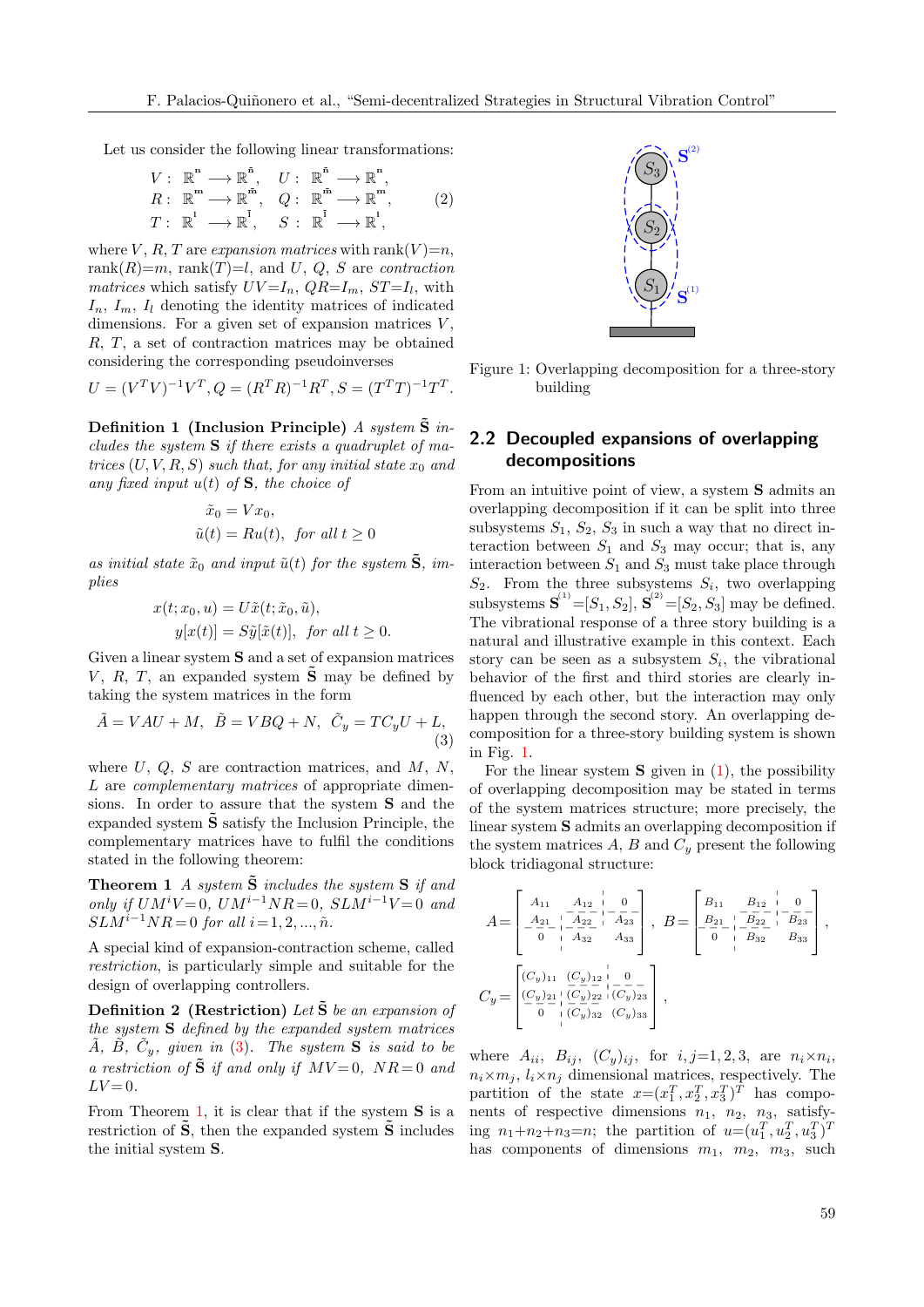Let us consider the following linear transformations:

$$
\begin{aligned}
V: \ \mathbb{R}^{\mathrm{n}} \longrightarrow \mathbb{R}^{\tilde{\mathrm{n}}}, \quad U: \ \mathbb{R}^{\tilde{\mathrm{n}}} \longrightarrow \mathbb{R}^{\mathrm{n}}, \\
R: \ \mathbb{R}^{\mathrm{m}} \longrightarrow \mathbb{R}^{\tilde{\mathrm{m}}}, \quad Q: \ \mathbb{R}^{\tilde{\mathrm{m}}} \longrightarrow \mathbb{R}^{\mathrm{m}}, \\
T: \ \mathbb{R}^{\mathrm{l}} \longrightarrow \mathbb{R}^{\tilde{\mathrm{l}}}, \quad S: \ \mathbb{R}^{\tilde{\mathrm{l}}} \longrightarrow \mathbb{R}^{\mathrm{l}},
\end{aligned}
\tag{2}
$$

where $V$, $R$, $T$ are *expansion matrices* with rank$(V)=n$, rank$(R)=m$, rank$(T)=l$, and $U$, $Q$, $S$ are *contraction matrices* which satisfy $UV=I_n$, $QR=I_m$, $ST=I_l$, with $I_n$, $I_m$, $I_l$ denoting the identity matrices of indicated dimensions. For a given set of expansion matrices $V$, $R$, $T$, a set of contraction matrices may be obtained considering the corresponding pseudoinverses

$$U=(V^TV)^{-1}V^T, Q=(R^TR)^{-1}R^T, S=(T^TT)^{-1}T^T.$$

**Definition 1 (Inclusion Principle)** *A system $\tilde{\mathbf{S}}$ includes the system $\mathbf{S}$ if there exists a quadruplet of matrices $(U,V,R,S)$ such that, for any initial state $x_0$ and any fixed input $u(t)$ of $\mathbf{S}$, the choice of*

$$
\begin{aligned}
\tilde{x}_0 &= Vx_0, \\
\tilde{u}(t) &= Ru(t), \quad \textit{for all } t \geq 0
\end{aligned}
$$

*as initial state $\tilde{x}_0$ and input $\tilde{u}(t)$ for the system $\tilde{\mathbf{S}}$, implies*

$$
\begin{aligned}
x(t;x_0,u) &= U\tilde{x}(t;\tilde{x}_0,\tilde{u}), \\
y[x(t)] &= S\tilde{y}[\tilde{x}(t)], \quad \textit{for all } t \geq 0.
\end{aligned}
$$

Given a linear system $\mathbf{S}$ and a set of expansion matrices $V$, $R$, $T$, an expanded system $\tilde{\mathbf{S}}$ may be defined by taking the system matrices in the form

$$\tilde{A}=VAU+M, \quad \tilde{B}=VBQ+N, \quad \tilde{C}_y=TC_yU+L, \tag{3}$$

where $U$, $Q$, $S$ are contraction matrices, and $M$, $N$, $L$ are *complementary matrices* of appropriate dimensions. In order to assure that the system $\mathbf{S}$ and the expanded system $\tilde{\mathbf{S}}$ satisfy the Inclusion Principle, the complementary matrices have to fulfil the conditions stated in the following theorem:

**Theorem 1** *A system $\tilde{\mathbf{S}}$ includes the system $\mathbf{S}$ if and only if $UM^iV=0$, $UM^{i-1}NR=0$, $SLM^{i-1}V=0$ and $SLM^{i-1}NR=0$ for all $i=1,2,...,\tilde{n}$.*

A special kind of expansion-contraction scheme, called *restriction*, is particularly simple and suitable for the design of overlapping controllers.

**Definition 2 (Restriction)** *Let $\tilde{\mathbf{S}}$ be an expansion of the system $\mathbf{S}$ defined by the expanded system matrices $\tilde{A}$, $\tilde{B}$, $\tilde{C}_y$, given in (3). The system $\mathbf{S}$ is said to be a restriction of $\tilde{\mathbf{S}}$ if and only if $MV=0$, $NR=0$ and $LV=0$.*

From Theorem 1, it is clear that if the system $\mathbf{S}$ is a restriction of $\tilde{\mathbf{S}}$, then the expanded system $\tilde{\mathbf{S}}$ includes the initial system $\mathbf{S}$.

Figure 1: Overlapping decomposition for a three-story building

## 2.2 Decoupled expansions of overlapping decompositions

From an intuitive point of view, a system $\mathbf{S}$ admits an overlapping decomposition if it can be split into three subsystems $S_1$, $S_2$, $S_3$ in such a way that no direct interaction between $S_1$ and $S_3$ may occur; that is, any interaction between $S_1$ and $S_3$ must take place through $S_2$. From the three subsystems $S_i$, two overlapping subsystems $\mathbf{S}^{(1)}=[S_1,S_2]$, $\mathbf{S}^{(2)}=[S_2,S_3]$ may be defined. The vibrational response of a three story building is a natural and illustrative example in this context. Each story can be seen as a subsystem $S_i$, the vibrational behavior of the first and third stories are clearly influenced by each other, but the interaction may only happen through the second story. An overlapping decomposition for a three-story building system is shown in Fig. 1.

For the linear system $\mathbf{S}$ given in (1), the possibility of overlapping decomposition may be stated in terms of the system matrices structure; more precisely, the linear system $\mathbf{S}$ admits an overlapping decomposition if the system matrices $A$, $B$ and $C_y$ present the following block tridiagonal structure:

$$
A=\left[\begin{array}{c|c|c}
A_{11} & A_{12} & 0 \\ \hline
A_{21} & A_{22} & A_{23} \\ \hline
0 & A_{32} & A_{33}
\end{array}\right], \quad
B=\left[\begin{array}{c|c|c}
B_{11} & B_{12} & 0 \\ \hline
B_{21} & B_{22} & B_{23} \\ \hline
0 & B_{32} & B_{33}
\end{array}\right],
$$

$$
C_y=\left[\begin{array}{c|c|c}
(C_y)_{11} & (C_y)_{12} & 0 \\ \hline
(C_y)_{21} & (C_y)_{22} & (C_y)_{23} \\ \hline
0 & (C_y)_{32} & (C_y)_{33}
\end{array}\right],
$$

where $A_{ii}$, $B_{ij}$, $(C_y)_{ij}$, for $i,j=1,2,3$, are $n_i{\times}n_i$, $n_i{\times}m_j$, $l_i{\times}n_j$ dimensional matrices, respectively. The partition of the state $x=(x_1^T,x_2^T,x_3^T)^T$ has components of respective dimensions $n_1$, $n_2$, $n_3$, satisfying $n_1{+}n_2{+}n_3{=}n$; the partition of $u=(u_1^T,u_2^T,u_3^T)^T$ has components of dimensions $m_1$, $m_2$, $m_3$, such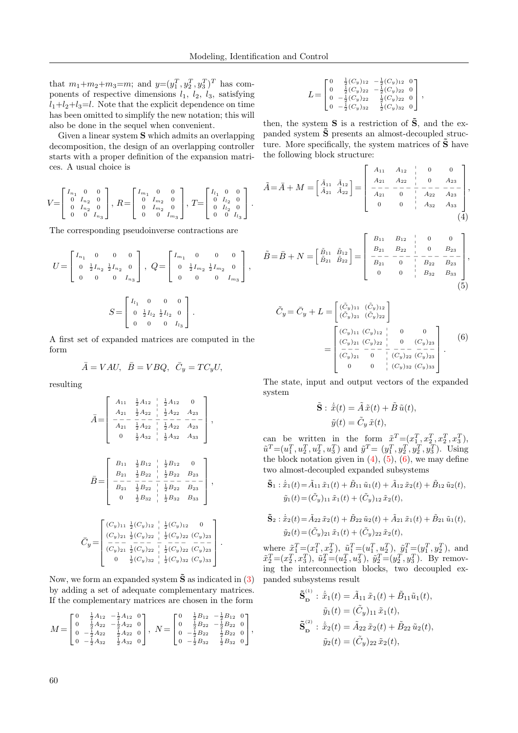that $m_1+m_2+m_3=m$; and $y=(y_1^T, y_2^T, y_3^T)^T$ has components of respective dimensions $l_1$, $l_2$, $l_3$, satisfying $l_1+l_2+l_3=l$. Note that the explicit dependence on time has been omitted to simplify the new notation; this will also be done in the sequel when convenient.

Given a linear system **S** which admits an overlapping decomposition, the design of an overlapping controller starts with a proper definition of the expansion matrices. A usual choice is

$$V=\begin{bmatrix} I_{n_1} & 0 & 0 \\ 0 & I_{n_2} & 0 \\ 0 & I_{n_2} & 0 \\ 0 & 0 & I_{n_3} \end{bmatrix},\; R=\begin{bmatrix} I_{m_1} & 0 & 0 \\ 0 & I_{m_2} & 0 \\ 0 & I_{m_2} & 0 \\ 0 & 0 & I_{m_3} \end{bmatrix},\; T=\begin{bmatrix} I_{l_1} & 0 & 0 \\ 0 & I_{l_2} & 0 \\ 0 & I_{l_2} & 0 \\ 0 & 0 & I_{l_3} \end{bmatrix}.$$

The corresponding pseudoinverse contractions are

$$U=\begin{bmatrix} I_{n_1} & 0 & 0 & 0 \\ 0 & \frac{1}{2}I_{n_2} & \frac{1}{2}I_{n_2} & 0 \\ 0 & 0 & 0 & I_{n_3} \end{bmatrix},\; Q=\begin{bmatrix} I_{m_1} & 0 & 0 & 0 \\ 0 & \frac{1}{2}I_{m_2} & \frac{1}{2}I_{m_2} & 0 \\ 0 & 0 & 0 & I_{m_3} \end{bmatrix},$$

$$S=\begin{bmatrix} I_{l_1} & 0 & 0 & 0 \\ 0 & \frac{1}{2}I_{l_2} & \frac{1}{2}I_{l_2} & 0 \\ 0 & 0 & 0 & I_{l_3} \end{bmatrix}.$$

A first set of expanded matrices are computed in the form

$$\bar{A}=VAU,\;\; \bar{B}=VBQ,\;\; \bar{C}_y=TC_yU,$$

resulting

$$\bar{A}=\left[\begin{array}{cc|cc} A_{11} & \frac{1}{2}A_{12} & \frac{1}{2}A_{12} & 0 \\ A_{21} & \frac{1}{2}A_{22} & \frac{1}{2}A_{22} & A_{23} \\ \hline A_{21} & \frac{1}{2}A_{22} & \frac{1}{2}A_{22} & A_{23} \\ 0 & \frac{1}{2}A_{32} & \frac{1}{2}A_{32} & A_{33} \end{array}\right],$$

$$\bar{B}=\left[\begin{array}{cc|cc} B_{11} & \frac{1}{2}B_{12} & \frac{1}{2}B_{12} & 0 \\ B_{21} & \frac{1}{2}B_{22} & \frac{1}{2}B_{22} & B_{23} \\ \hline B_{21} & \frac{1}{2}B_{22} & \frac{1}{2}B_{22} & B_{23} \\ 0 & \frac{1}{2}B_{32} & \frac{1}{2}B_{32} & B_{33} \end{array}\right],$$

$$\bar{C}_y=\left[\begin{array}{cc|cc} (C_y)_{11} & \frac{1}{2}(C_y)_{12} & \frac{1}{2}(C_y)_{12} & 0 \\ (C_y)_{21} & \frac{1}{2}(C_y)_{22} & \frac{1}{2}(C_y)_{22} & (C_y)_{23} \\ \hline (C_y)_{21} & \frac{1}{2}(C_y)_{22} & \frac{1}{2}(C_y)_{22} & (C_y)_{23} \\ 0 & \frac{1}{2}(C_y)_{32} & \frac{1}{2}(C_y)_{32} & (C_y)_{33} \end{array}\right].$$

Now, we form an expanded system $\tilde{\mathbf{S}}$ as indicated in (3) by adding a set of adequate complementary matrices. If the complementary matrices are chosen in the form

$$M=\begin{bmatrix} 0 & \frac{1}{2}A_{12} & -\frac{1}{2}A_{12} & 0 \\ 0 & \frac{1}{2}A_{22} & -\frac{1}{2}A_{22} & 0 \\ 0 & -\frac{1}{2}A_{22} & \frac{1}{2}A_{22} & 0 \\ 0 & -\frac{1}{2}A_{32} & \frac{1}{2}A_{32} & 0 \end{bmatrix},\; N=\begin{bmatrix} 0 & \frac{1}{2}B_{12} & -\frac{1}{2}B_{12} & 0 \\ 0 & \frac{1}{2}B_{22} & -\frac{1}{2}B_{22} & 0 \\ 0 & -\frac{1}{2}B_{22} & \frac{1}{2}B_{22} & 0 \\ 0 & -\frac{1}{2}B_{32} & \frac{1}{2}B_{32} & 0 \end{bmatrix},$$

$$L=\begin{bmatrix} 0 & \frac{1}{2}(C_y)_{12} & -\frac{1}{2}(C_y)_{12} & 0 \\ 0 & \frac{1}{2}(C_y)_{22} & -\frac{1}{2}(C_y)_{22} & 0 \\ 0 & -\frac{1}{2}(C_y)_{22} & \frac{1}{2}(C_y)_{22} & 0 \\ 0 & -\frac{1}{2}(C_y)_{32} & \frac{1}{2}(C_y)_{32} & 0 \end{bmatrix},$$

then, the system **S** is a restriction of $\tilde{\mathbf{S}}$, and the expanded system $\tilde{\mathbf{S}}$ presents an almost-decoupled structure. More specifically, the system matrices of $\tilde{\mathbf{S}}$ have the following block structure:

$$\tilde{A}=\bar{A}+M=\begin{bmatrix} \tilde{A}_{11} & \tilde{A}_{12} \\ \tilde{A}_{21} & \tilde{A}_{22} \end{bmatrix}=\left[\begin{array}{cc|cc} A_{11} & A_{12} & 0 & 0 \\ A_{21} & A_{22} & 0 & A_{23} \\ \hline A_{21} & 0 & A_{22} & A_{23} \\ 0 & 0 & A_{32} & A_{33} \end{array}\right], \tag{4}$$

$$\tilde{B}=\bar{B}+N=\begin{bmatrix} \tilde{B}_{11} & \tilde{B}_{12} \\ \tilde{B}_{21} & \tilde{B}_{22} \end{bmatrix}=\left[\begin{array}{cc|cc} B_{11} & B_{12} & 0 & 0 \\ B_{21} & B_{22} & 0 & B_{23} \\ \hline B_{21} & 0 & B_{22} & B_{23} \\ 0 & 0 & B_{32} & B_{33} \end{array}\right], \tag{5}$$

$$\tilde{C}_y=\bar{C}_y+L=\begin{bmatrix} (\tilde{C}_y)_{11} & (\tilde{C}_y)_{12} \\ (\tilde{C}_y)_{21} & (\tilde{C}_y)_{22} \end{bmatrix} =\left[\begin{array}{cc|cc} (C_y)_{11} & (C_y)_{12} & 0 & 0 \\ (C_y)_{21} & (C_y)_{22} & 0 & (C_y)_{23} \\ \hline (C_y)_{21} & 0 & (C_y)_{22} & (C_y)_{23} \\ 0 & 0 & (C_y)_{32} & (C_y)_{33} \end{array}\right]. \tag{6}$$

The state, input and output vectors of the expanded system

$$\tilde{\mathbf{S}}:\; \dot{\tilde{x}}(t)=\tilde{A}\,\tilde{x}(t)+\tilde{B}\,\tilde{u}(t),$$
$$\tilde{y}(t)=\tilde{C}_y\,\tilde{x}(t),$$

can be written in the form $\tilde{x}^T=(x_1^T, x_2^T, x_2^T, x_3^T)$, $\tilde{u}^T=(u_1^T, u_2^T, u_2^T, u_3^T)$ and $\tilde{y}^T=(y_1^T, y_2^T, y_2^T, y_3^T)$. Using the block notation given in (4), (5), (6), we may define two almost-decoupled expanded subsystems

$$\tilde{\mathbf{S}}_1:\dot{\tilde{x}}_1(t)=\tilde{A}_{11}\,\tilde{x}_1(t)+\tilde{B}_{11}\,\tilde{u}_1(t)+\tilde{A}_{12}\,\tilde{x}_2(t)+\tilde{B}_{12}\,\tilde{u}_2(t),$$
$$\tilde{y}_1(t)=(\tilde{C}_y)_{11}\,\tilde{x}_1(t)+(\tilde{C}_y)_{12}\,\tilde{x}_2(t),$$

$$\tilde{\mathbf{S}}_2:\dot{\tilde{x}}_2(t)=\tilde{A}_{22}\,\tilde{x}_2(t)+\tilde{B}_{22}\,\tilde{u}_2(t)+\tilde{A}_{21}\,\tilde{x}_1(t)+\tilde{B}_{21}\,\tilde{u}_1(t),$$
$$\tilde{y}_2(t)=(\tilde{C}_y)_{21}\,\tilde{x}_1(t)+(\tilde{C}_y)_{22}\,\tilde{x}_2(t),$$

where $\tilde{x}_1^T=(x_1^T, x_2^T)$, $\tilde{u}_1^T=(u_1^T, u_2^T)$, $\tilde{y}_1^T=(y_1^T, y_2^T)$, and $\tilde{x}_2^T=(x_2^T, x_3^T)$, $\tilde{u}_2^T=(u_2^T, u_3^T)$, $\tilde{y}_2^T=(y_2^T, y_3^T)$. By removing the interconnection blocks, two decoupled expanded subsystems result

$$\tilde{\mathbf{S}}_{\mathrm{D}}^{(1)}:\;\dot{\tilde{x}}_1(t)=\tilde{A}_{11}\,\tilde{x}_1(t)+\tilde{B}_{11}\tilde{u}_1(t),$$
$$\tilde{y}_1(t)=(\tilde{C}_y)_{11}\,\tilde{x}_1(t),$$
$$\tilde{\mathbf{S}}_{\mathrm{D}}^{(2)}:\;\dot{\tilde{x}}_2(t)=\tilde{A}_{22}\,\tilde{x}_2(t)+\tilde{B}_{22}\,\tilde{u}_2(t),$$
$$\tilde{y}_2(t)=(\tilde{C}_y)_{22}\,\tilde{x}_2(t),$$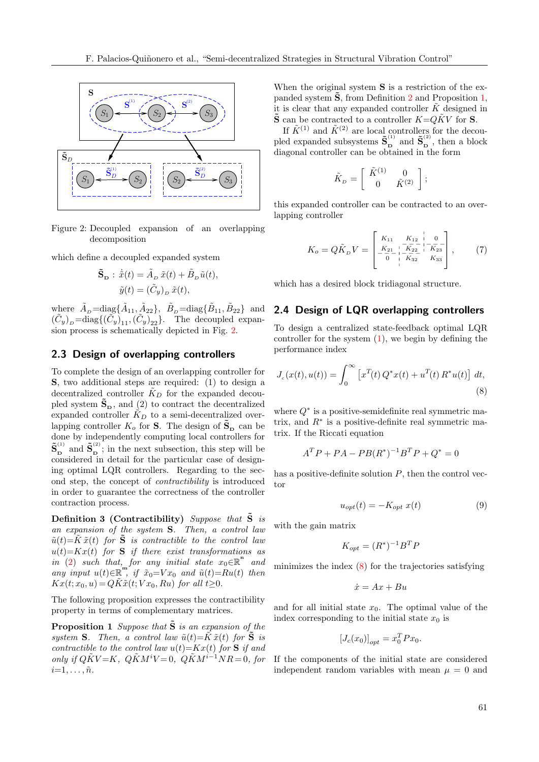Figure 2: Decoupled expansion of an overlapping decomposition

which define a decoupled expanded system

$$\tilde{\mathbf{S}}_{\mathbf{D}} : \dot{\tilde{x}}(t) = \tilde{A}_D\, \tilde{x}(t) + \tilde{B}_D\, \tilde{u}(t),$$
$$\tilde{y}(t) = (\tilde{C}_y)_D\, \tilde{x}(t),$$

where $\tilde{A}_D = \text{diag}\{\tilde{A}_{11}, \tilde{A}_{22}\}$, $\tilde{B}_D = \text{diag}\{\tilde{B}_{11}, \tilde{B}_{22}\}$ and $(\tilde{C}_y)_D = \text{diag}\{(\tilde{C}_y)_{11}, (\tilde{C}_y)_{22}\}$. The decoupled expansion process is schematically depicted in Fig. 2.

## 2.3 Design of overlapping controllers

To complete the design of an overlapping controller for $\mathbf{S}$, two additional steps are required: (1) to design a decentralized controller $\tilde{K}_D$ for the expanded decoupled system $\tilde{\mathbf{S}}_{\mathbf{D}}$, and (2) to contract the decentralized expanded controller $\tilde{K}_D$ to a semi-decentralized overlapping controller $K_o$ for $\mathbf{S}$. The design of $\tilde{\mathbf{S}}_{\mathbf{D}}$ can be done by independently computing local controllers for $\tilde{\mathbf{S}}_{\mathbf{D}}^{(1)}$ and $\tilde{\mathbf{S}}_{\mathbf{D}}^{(2)}$; in the next subsection, this step will be considered in detail for the particular case of designing optimal LQR controllers. Regarding to the second step, the concept of *contractibility* is introduced in order to guarantee the correctness of the controller contraction process.

**Definition 3 (Contractibility)** *Suppose that $\tilde{\mathbf{S}}$ is an expansion of the system $\mathbf{S}$. Then, a control law $\tilde{u}(t) = \tilde{K}\,\tilde{x}(t)$ for $\tilde{\mathbf{S}}$ is contractible to the control law $u(t) = Kx(t)$ for $\mathbf{S}$ if there exist transformations as in (2) such that, for any initial state $x_0 \in \mathbb{R}^n$ and any input $u(t) \in \mathbb{R}^m$, if $\tilde{x}_0 = Vx_0$ and $\tilde{u}(t) = Ru(t)$ then $Kx(t; x_0, u) = Q\tilde{K}\tilde{x}(t; Vx_0, Ru)$ for all $t \geq 0$.*

The following proposition expresses the contractibility property in terms of complementary matrices.

**Proposition 1** *Suppose that $\tilde{\mathbf{S}}$ is an expansion of the system $\mathbf{S}$. Then, a control law $\tilde{u}(t) = \tilde{K}\,\tilde{x}(t)$ for $\tilde{\mathbf{S}}$ is contractible to the control law $u(t) = Kx(t)$ for $\mathbf{S}$ if and only if $Q\tilde{K}V = K$, $Q\tilde{K}M^iV = 0$, $Q\tilde{K}M^{i-1}NR = 0$, for $i = 1, \ldots, \tilde{n}$.*

When the original system $\mathbf{S}$ is a restriction of the expanded system $\tilde{\mathbf{S}}$, from Definition 2 and Proposition 1, it is clear that any expanded controller $\tilde{K}$ designed in $\tilde{\mathbf{S}}$ can be contracted to a controller $K = Q\tilde{K}V$ for $\mathbf{S}$.

If $\tilde{K}^{(1)}$ and $\tilde{K}^{(2)}$ are local controllers for the decoupled expanded subsystems $\tilde{\mathbf{S}}_{\mathbf{D}}^{(1)}$ and $\tilde{\mathbf{S}}_{\mathbf{D}}^{(2)}$, then a block diagonal controller can be obtained in the form

$$\tilde{K}_D = \begin{bmatrix} \tilde{K}^{(1)} & 0 \\ 0 & \tilde{K}^{(2)} \end{bmatrix};$$

this expanded controller can be contracted to an overlapping controller

$$K_o = Q\tilde{K}_D V = \left[\begin{array}{c|c|c} K_{11} & K_{12} & 0 \\ \hline K_{21} & K_{22} & K_{23} \\ \hline 0 & K_{32} & K_{33} \end{array}\right], \tag{7}$$

which has a desired block tridiagonal structure.

## 2.4 Design of LQR overlapping controllers

To design a centralized state-feedback optimal LQR controller for the system (1), we begin by defining the performance index

$$J_c(x(t), u(t)) = \int_0^\infty \left[x^T(t)\, Q^* x(t) + u^T(t)\, R^* u(t)\right]\, dt, \tag{8}$$

where $Q^*$ is a positive-semidefinite real symmetric matrix, and $R^*$ is a positive-definite real symmetric matrix. If the Riccati equation

$$A^T P + PA - PB(R^*)^{-1}B^T P + Q^* = 0$$

has a positive-definite solution $P$, then the control vector

$$u_{opt}(t) = -K_{opt}\, x(t) \tag{9}$$

with the gain matrix

$$K_{opt} = (R^*)^{-1} B^T P$$

minimizes the index (8) for the trajectories satisfying

$$\dot{x} = Ax + Bu$$

and for all initial state $x_0$. The optimal value of the index corresponding to the initial state $x_0$ is

$$[J_c(x_0)]_{opt} = x_0^T P x_0.$$

If the components of the initial state are considered independent random variables with mean $\mu = 0$ and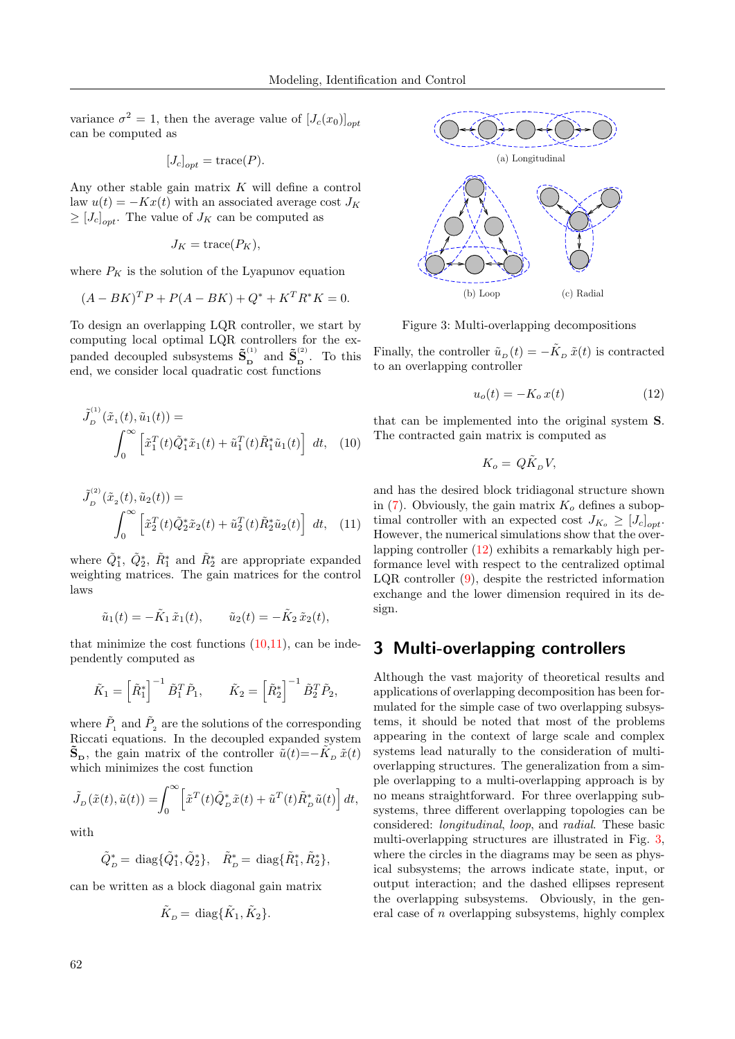variance $\sigma^2 = 1$, then the average value of $[J_c(x_0)]_{opt}$ can be computed as

$$[J_c]_{opt} = \text{trace}(P).$$

Any other stable gain matrix $K$ will define a control law $u(t) = -Kx(t)$ with an associated average cost $J_K \geq [J_c]_{opt}$. The value of $J_K$ can be computed as

$$J_K = \text{trace}(P_K),$$

where $P_K$ is the solution of the Lyapunov equation

$$(A - BK)^T P + P(A - BK) + Q^* + K^T R^* K = 0.$$

To design an overlapping LQR controller, we start by computing local optimal LQR controllers for the expanded decoupled subsystems $\tilde{\mathbf{S}}_{\mathbf{D}}^{(1)}$ and $\tilde{\mathbf{S}}_{\mathbf{D}}^{(2)}$. To this end, we consider local quadratic cost functions

$$\tilde{J}_D^{(1)}(\tilde{x}_1(t), \tilde{u}_1(t)) = \int_0^\infty \left[\tilde{x}_1^T(t)\tilde{Q}_1^*\tilde{x}_1(t) + \tilde{u}_1^T(t)\tilde{R}_1^*\tilde{u}_1(t)\right] dt, \quad (10)$$

$$\tilde{J}_D^{(2)}(\tilde{x}_2(t), \tilde{u}_2(t)) = \int_0^\infty \left[\tilde{x}_2^T(t)\tilde{Q}_2^*\tilde{x}_2(t) + \tilde{u}_2^T(t)\tilde{R}_2^*\tilde{u}_2(t)\right] dt, \quad (11)$$

where $\tilde{Q}_1^*$, $\tilde{Q}_2^*$, $\tilde{R}_1^*$ and $\tilde{R}_2^*$ are appropriate expanded weighting matrices. The gain matrices for the control laws

$$\tilde{u}_1(t) = -\tilde{K}_1\,\tilde{x}_1(t), \qquad \tilde{u}_2(t) = -\tilde{K}_2\,\tilde{x}_2(t),$$

that minimize the cost functions (10,11), can be independently computed as

$$\tilde{K}_1 = \left[\tilde{R}_1^*\right]^{-1} \tilde{B}_1^T \tilde{P}_1, \qquad \tilde{K}_2 = \left[\tilde{R}_2^*\right]^{-1} \tilde{B}_2^T \tilde{P}_2,$$

where $\tilde{P}_1$ and $\tilde{P}_2$ are the solutions of the corresponding Riccati equations. In the decoupled expanded system $\tilde{\mathbf{S}}_{\mathbf{D}}$, the gain matrix of the controller $\tilde{u}(t) = -\tilde{K}_D\,\tilde{x}(t)$ which minimizes the cost function

$$\tilde{J}_D(\tilde{x}(t), \tilde{u}(t)) = \int_0^\infty \left[\tilde{x}^T(t)\tilde{Q}_D^*\tilde{x}(t) + \tilde{u}^T(t)\tilde{R}_D^*\tilde{u}(t)\right] dt,$$

with

$$\tilde{Q}_D^* = \text{diag}\{\tilde{Q}_1^*, \tilde{Q}_2^*\}, \quad \tilde{R}_D^* = \text{diag}\{\tilde{R}_1^*, \tilde{R}_2^*\},$$

can be written as a block diagonal gain matrix

$$\tilde{K}_D = \text{diag}\{\tilde{K}_1, \tilde{K}_2\}.$$

Finally, the controller $\tilde{u}_D(t) = -\tilde{K}_D\,\tilde{x}(t)$ is contracted to an overlapping controller

$$u_o(t) = -K_o\,x(t) \quad (12)$$

that can be implemented into the original system $\mathbf{S}$. The contracted gain matrix is computed as

$$K_o = Q\tilde{K}_D V,$$

and has the desired block tridiagonal structure shown in (7). Obviously, the gain matrix $K_o$ defines a suboptimal controller with an expected cost $J_{K_o} \geq [J_c]_{opt}$. However, the numerical simulations show that the overlapping controller (12) exhibits a remarkably high performance level with respect to the centralized optimal LQR controller (9), despite the restricted information exchange and the lower dimension required in its design.

(a) Longitudinal

(b) Loop

(c) Radial

Figure 3: Multi-overlapping decompositions

## 3 Multi-overlapping controllers

Although the vast majority of theoretical results and applications of overlapping decomposition has been formulated for the simple case of two overlapping subsystems, it should be noted that most of the problems appearing in the context of large scale and complex systems lead naturally to the consideration of multi-overlapping structures. The generalization from a simple overlapping to a multi-overlapping approach is by no means straightforward. For three overlapping subsystems, three different overlapping topologies can be considered: *longitudinal*, *loop*, and *radial*. These basic multi-overlapping structures are illustrated in Fig. 3, where the circles in the diagrams may be seen as physical subsystems; the arrows indicate state, input, or output interaction; and the dashed ellipses represent the overlapping subsystems. Obviously, in the general case of $n$ overlapping subsystems, highly complex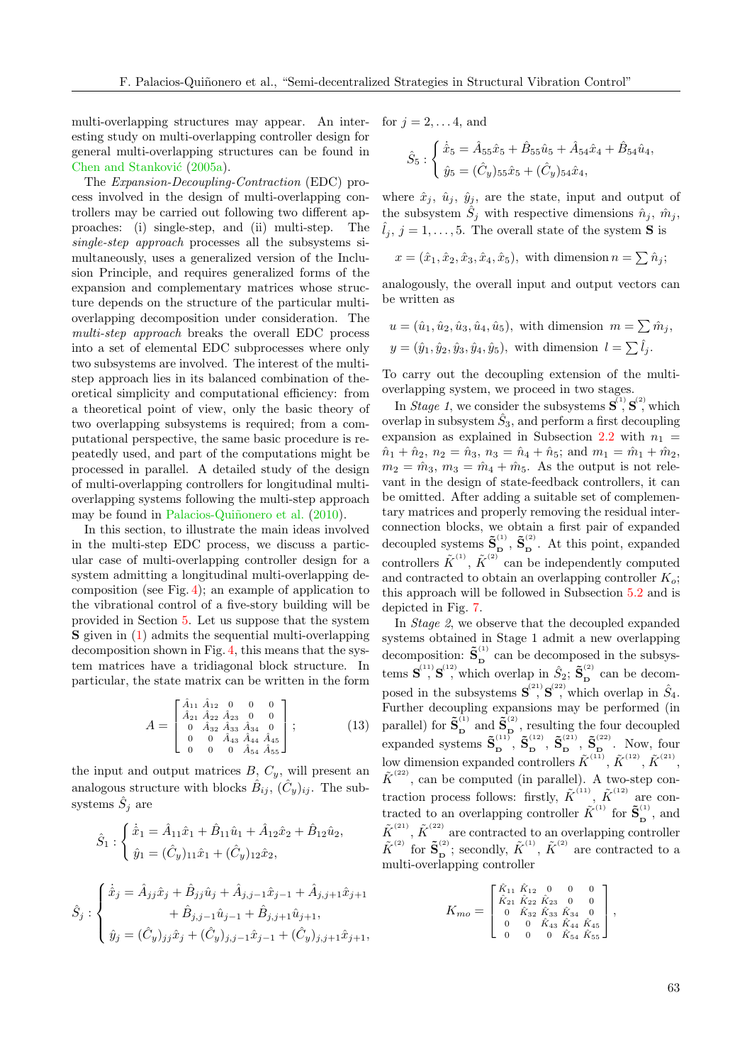multi-overlapping structures may appear. An interesting study on multi-overlapping controller design for general multi-overlapping structures can be found in Chen and Stanković (2005a).

The *Expansion-Decoupling-Contraction* (EDC) process involved in the design of multi-overlapping controllers may be carried out following two different approaches: (i) single-step, and (ii) multi-step. The *single-step approach* processes all the subsystems simultaneously, uses a generalized version of the Inclusion Principle, and requires generalized forms of the expansion and complementary matrices whose structure depends on the structure of the particular multi-overlapping decomposition under consideration. The *multi-step approach* breaks the overall EDC process into a set of elemental EDC subprocesses where only two subsystems are involved. The interest of the multi-step approach lies in its balanced combination of theoretical simplicity and computational efficiency: from a theoretical point of view, only the basic theory of two overlapping subsystems is required; from a computational perspective, the same basic procedure is repeatedly used, and part of the computations might be processed in parallel. A detailed study of the design of multi-overlapping controllers for longitudinal multi-overlapping systems following the multi-step approach may be found in Palacios-Quiñonero et al. (2010).

In this section, to illustrate the main ideas involved in the multi-step EDC process, we discuss a particular case of multi-overlapping controller design for a system admitting a longitudinal multi-overlapping decomposition (see Fig. 4); an example of application to the vibrational control of a five-story building will be provided in Section 5. Let us suppose that the system $\mathbf{S}$ given in (1) admits the sequential multi-overlapping decomposition shown in Fig. 4, this means that the system matrices have a tridiagonal block structure. In particular, the state matrix can be written in the form

$$A = \begin{bmatrix} \hat{A}_{11} & \hat{A}_{12} & 0 & 0 & 0 \\ \hat{A}_{21} & \hat{A}_{22} & \hat{A}_{23} & 0 & 0 \\ 0 & \hat{A}_{32} & \hat{A}_{33} & \hat{A}_{34} & 0 \\ 0 & 0 & \hat{A}_{43} & \hat{A}_{44} & \hat{A}_{45} \\ 0 & 0 & 0 & \hat{A}_{54} & \hat{A}_{55} \end{bmatrix}; \tag{13}$$

the input and output matrices $B$, $C_y$, will present an analogous structure with blocks $\hat{B}_{ij}$, $(\hat{C}_y)_{ij}$. The subsystems $\hat{S}_j$ are

$$\hat{S}_1 : \begin{cases} \dot{\hat{x}}_1 = \hat{A}_{11}\hat{x}_1 + \hat{B}_{11}\hat{u}_1 + \hat{A}_{12}\hat{x}_2 + \hat{B}_{12}\hat{u}_2, \\ \hat{y}_1 = (\hat{C}_y)_{11}\hat{x}_1 + (\hat{C}_y)_{12}\hat{x}_2, \end{cases}$$

$$\hat{S}_j : \begin{cases} \dot{\hat{x}}_j = \hat{A}_{jj}\hat{x}_j + \hat{B}_{jj}\hat{u}_j + \hat{A}_{j,j-1}\hat{x}_{j-1} + \hat{A}_{j,j+1}\hat{x}_{j+1} \\ \qquad\quad + \hat{B}_{j,j-1}\hat{u}_{j-1} + \hat{B}_{j,j+1}\hat{u}_{j+1}, \\ \hat{y}_j = (\hat{C}_y)_{jj}\hat{x}_j + (\hat{C}_y)_{j,j-1}\hat{x}_{j-1} + (\hat{C}_y)_{j,j+1}\hat{x}_{j+1}, \end{cases}$$

for $j = 2, \dots 4$, and

$$\hat{S}_5 : \begin{cases} \dot{\hat{x}}_5 = \hat{A}_{55}\hat{x}_5 + \hat{B}_{55}\hat{u}_5 + \hat{A}_{54}\hat{x}_4 + \hat{B}_{54}\hat{u}_4, \\ \hat{y}_5 = (\hat{C}_y)_{55}\hat{x}_5 + (\hat{C}_y)_{54}\hat{x}_4, \end{cases}$$

where $\hat{x}_j$, $\hat{u}_j$, $\hat{y}_j$, are the state, input and output of the subsystem $\hat{S}_j$ with respective dimensions $\hat{n}_j$, $\hat{m}_j$, $\hat{l}_j$, $j = 1, \dots, 5$. The overall state of the system $\mathbf{S}$ is

$$x = (\hat{x}_1, \hat{x}_2, \hat{x}_3, \hat{x}_4, \hat{x}_5), \text{ with dimension } n = \textstyle\sum \hat{n}_j;$$

analogously, the overall input and output vectors can be written as

$$u = (\hat{u}_1, \hat{u}_2, \hat{u}_3, \hat{u}_4, \hat{u}_5), \text{ with dimension } m = \textstyle\sum \hat{m}_j,$$
$$y = (\hat{y}_1, \hat{y}_2, \hat{y}_3, \hat{y}_4, \hat{y}_5), \text{ with dimension } l = \textstyle\sum \hat{l}_j.$$

To carry out the decoupling extension of the multi-overlapping system, we proceed in two stages.

In *Stage 1*, we consider the subsystems $\mathbf{S}^{(1)}$, $\mathbf{S}^{(2)}$, which overlap in subsystem $\hat{S}_3$, and perform a first decoupling expansion as explained in Subsection 2.2 with $n_1 = \hat{n}_1 + \hat{n}_2$, $n_2 = \hat{n}_3$, $n_3 = \hat{n}_4 + \hat{n}_5$; and $m_1 = \hat{m}_1 + \hat{m}_2$, $m_2 = \hat{m}_3$, $m_3 = \hat{m}_4 + \hat{m}_5$. As the output is not relevant in the design of state-feedback controllers, it can be omitted. After adding a suitable set of complementary matrices and properly removing the residual interconnection blocks, we obtain a first pair of expanded decoupled systems $\tilde{\mathbf{S}}^{(1)}_{\text{D}}$, $\tilde{\mathbf{S}}^{(2)}_{\text{D}}$. At this point, expanded controllers $\tilde{K}^{(1)}$, $\tilde{K}^{(2)}$ can be independently computed and contracted to obtain an overlapping controller $K_o$; this approach will be followed in Subsection 5.2 and is depicted in Fig. 7.

In *Stage 2*, we observe that the decoupled expanded systems obtained in Stage 1 admit a new overlapping decomposition: $\tilde{\mathbf{S}}^{(1)}_{\text{D}}$ can be decomposed in the subsystems $\mathbf{S}^{(11)}$, $\mathbf{S}^{(12)}$, which overlap in $\hat{S}_2$; $\tilde{\mathbf{S}}^{(2)}_{\text{D}}$ can be decomposed in the subsystems $\mathbf{S}^{(21)}$, $\mathbf{S}^{(22)}$, which overlap in $\hat{S}_4$. Further decoupling expansions may be performed (in parallel) for $\tilde{\mathbf{S}}^{(1)}_{\text{D}}$ and $\tilde{\mathbf{S}}^{(2)}_{\text{D}}$, resulting the four decoupled expanded systems $\tilde{\mathbf{S}}^{(11)}_{\text{D}}$, $\tilde{\mathbf{S}}^{(12)}_{\text{D}}$, $\tilde{\mathbf{S}}^{(21)}_{\text{D}}$, $\tilde{\mathbf{S}}^{(22)}_{\text{D}}$. Now, four low dimension expanded controllers $\tilde{K}^{(11)}$, $\tilde{K}^{(12)}$, $\tilde{K}^{(21)}$, $\tilde{K}^{(22)}$, can be computed (in parallel). A two-step contraction process follows: firstly, $\tilde{K}^{(11)}$, $\tilde{K}^{(12)}$ are contracted to an overlapping controller $\tilde{K}^{(1)}$ for $\tilde{\mathbf{S}}^{(1)}_{\text{D}}$, and $\tilde{K}^{(21)}$, $\tilde{K}^{(22)}$ are contracted to an overlapping controller $\tilde{K}^{(2)}$ for $\tilde{\mathbf{S}}^{(2)}_{\text{D}}$; secondly, $\tilde{K}^{(1)}$, $\tilde{K}^{(2)}$ are contracted to a multi-overlapping controller

$$K_{mo} = \begin{bmatrix} \hat{K}_{11} & \hat{K}_{12} & 0 & 0 & 0 \\ \hat{K}_{21} & \hat{K}_{22} & \hat{K}_{23} & 0 & 0 \\ 0 & \hat{K}_{32} & \hat{K}_{33} & \hat{K}_{34} & 0 \\ 0 & 0 & \hat{K}_{43} & \hat{K}_{44} & \hat{K}_{45} \\ 0 & 0 & 0 & \hat{K}_{54} & \hat{K}_{55} \end{bmatrix},$$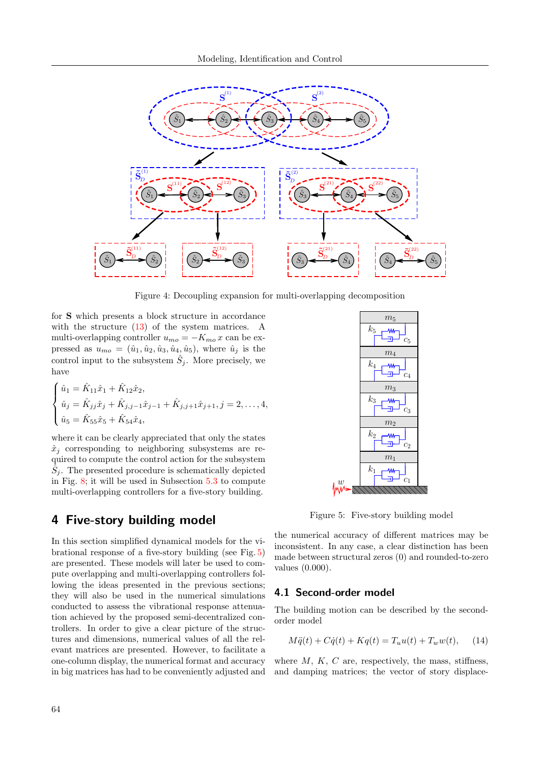Figure 4: Decoupling expansion for multi-overlapping decomposition

for $\mathbf{S}$ which presents a block structure in accordance with the structure (13) of the system matrices. A multi-overlapping controller $u_{mo} = -K_{mo}\, x$ can be expressed as $u_{mo} = (\hat{u}_1, \hat{u}_2, \hat{u}_3, \hat{u}_4, \hat{u}_5)$, where $\hat{u}_j$ is the control input to the subsystem $\hat{S}_j$. More precisely, we have

$$
\begin{cases}
\hat{u}_1 = \hat{K}_{11}\hat{x}_1 + \hat{K}_{12}\hat{x}_2, \\
\hat{u}_j = \hat{K}_{jj}\hat{x}_j + \hat{K}_{j,j-1}\hat{x}_{j-1} + \hat{K}_{j,j+1}\hat{x}_{j+1}, j = 2, \ldots, 4, \\
\hat{u}_5 = \hat{K}_{55}\hat{x}_5 + \hat{K}_{54}\hat{x}_4,
\end{cases}
$$

where it can be clearly appreciated that only the states $\hat{x}_j$ corresponding to neighboring subsystems are required to compute the control action for the subsystem $\hat{S}_j$. The presented procedure is schematically depicted in Fig. 8; it will be used in Subsection 5.3 to compute multi-overlapping controllers for a five-story building.

Figure 5: Five-story building model

## 4 Five-story building model

In this section simplified dynamical models for the vibrational response of a five-story building (see Fig. 5) are presented. These models will later be used to compute overlapping and multi-overlapping controllers following the ideas presented in the previous sections; they will also be used in the numerical simulations conducted to assess the vibrational response attenuation achieved by the proposed semi-decentralized controllers. In order to give a clear picture of the structures and dimensions, numerical values of all the relevant matrices are presented. However, to facilitate a one-column display, the numerical format and accuracy in big matrices has had to be conveniently adjusted and the numerical accuracy of different matrices may be inconsistent. In any case, a clear distinction has been made between structural zeros (0) and rounded-to-zero values (0.000).

### 4.1 Second-order model

The building motion can be described by the second-order model

$$M\ddot{q}(t) + C\dot{q}(t) + Kq(t) = T_u u(t) + T_w w(t), \tag{14}$$

where $M$, $K$, $C$ are, respectively, the mass, stiffness, and damping matrices; the vector of story displace-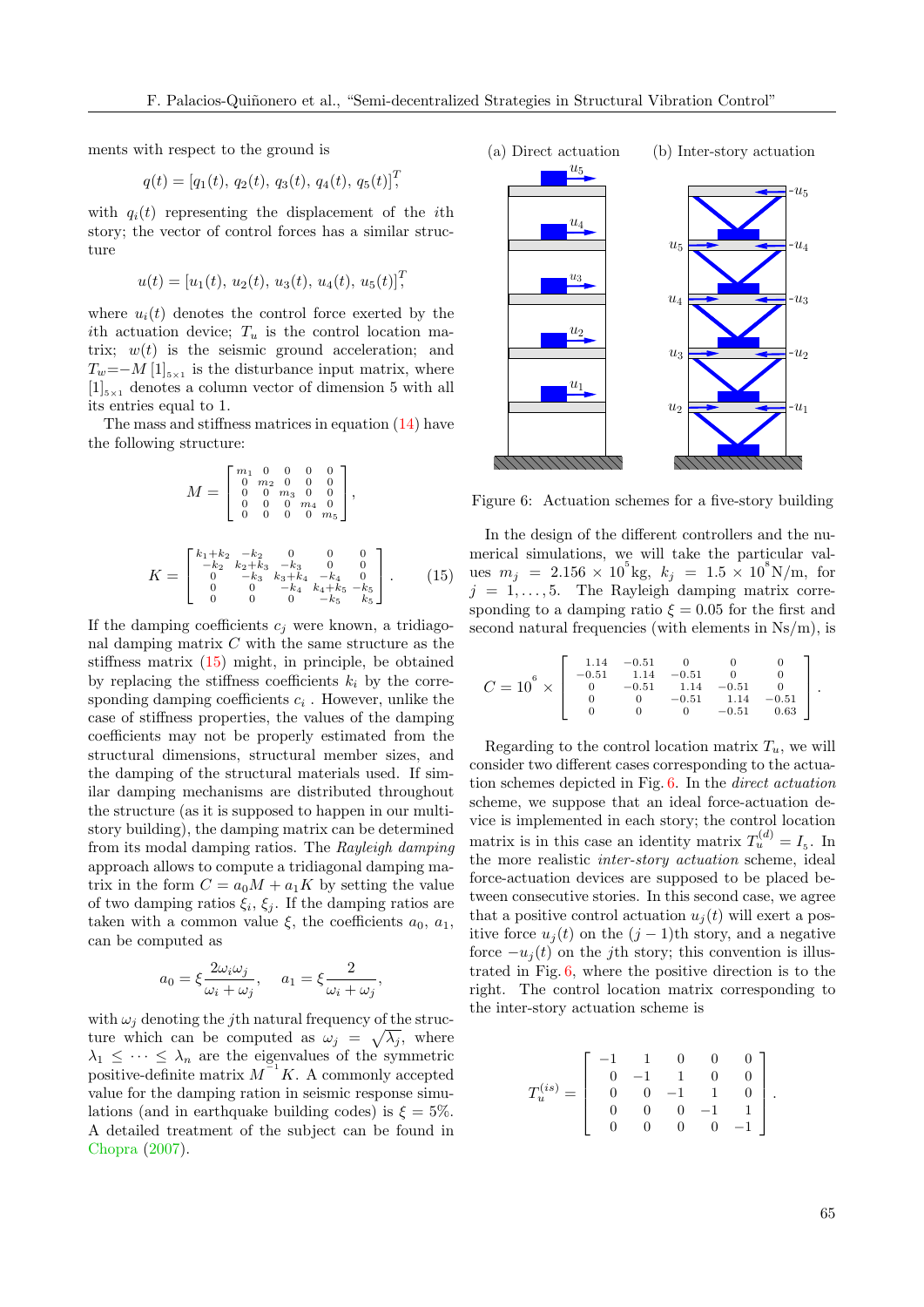ments with respect to the ground is

$$q(t) = [q_1(t),\, q_2(t),\, q_3(t),\, q_4(t),\, q_5(t)]^T,$$

with $q_i(t)$ representing the displacement of the $i$th story; the vector of control forces has a similar structure

$$u(t) = [u_1(t),\, u_2(t),\, u_3(t),\, u_4(t),\, u_5(t)]^T,$$

where $u_i(t)$ denotes the control force exerted by the $i$th actuation device; $T_u$ is the control location matrix; $w(t)$ is the seismic ground acceleration; and $T_w = -M\,[1]_{5\times 1}$ is the disturbance input matrix, where $[1]_{5\times 1}$ denotes a column vector of dimension 5 with all its entries equal to 1.

The mass and stiffness matrices in equation (14) have the following structure:

$$M = \begin{bmatrix} m_1 & 0 & 0 & 0 & 0 \\ 0 & m_2 & 0 & 0 & 0 \\ 0 & 0 & m_3 & 0 & 0 \\ 0 & 0 & 0 & m_4 & 0 \\ 0 & 0 & 0 & 0 & m_5 \end{bmatrix},$$

$$K = \begin{bmatrix} k_1{+}k_2 & -k_2 & 0 & 0 & 0 \\ -k_2 & k_2{+}k_3 & -k_3 & 0 & 0 \\ 0 & -k_3 & k_3{+}k_4 & -k_4 & 0 \\ 0 & 0 & -k_4 & k_4{+}k_5 & -k_5 \\ 0 & 0 & 0 & -k_5 & k_5 \end{bmatrix}. \qquad (15)$$

If the damping coefficients $c_j$ were known, a tridiagonal damping matrix $C$ with the same structure as the stiffness matrix (15) might, in principle, be obtained by replacing the stiffness coefficients $k_i$ by the corresponding damping coefficients $c_i$. However, unlike the case of stiffness properties, the values of the damping coefficients may not be properly estimated from the structural dimensions, structural member sizes, and the damping of the structural materials used. If similar damping mechanisms are distributed throughout the structure (as it is supposed to happen in our multistory building), the damping matrix can be determined from its modal damping ratios. The *Rayleigh damping* approach allows to compute a tridiagonal damping matrix in the form $C = a_0 M + a_1 K$ by setting the value of two damping ratios $\xi_i$, $\xi_j$. If the damping ratios are taken with a common value $\xi$, the coefficients $a_0$, $a_1$, can be computed as

$$a_0 = \xi \frac{2\omega_i\omega_j}{\omega_i + \omega_j}, \quad a_1 = \xi \frac{2}{\omega_i + \omega_j},$$

with $\omega_j$ denoting the $j$th natural frequency of the structure which can be computed as $\omega_j = \sqrt{\lambda_j}$, where $\lambda_1 \leq \cdots \leq \lambda_n$ are the eigenvalues of the symmetric positive-definite matrix $M^{-1}K$. A commonly accepted value for the damping ration in seismic response simulations (and in earthquake building codes) is $\xi = 5\%$. A detailed treatment of the subject can be found in Chopra (2007).

Figure 6: Actuation schemes for a five-story building

In the design of the different controllers and the numerical simulations, we will take the particular values $m_j = 2.156 \times 10^5$ kg, $k_j = 1.5 \times 10^8$ N/m, for $j = 1, \ldots, 5$. The Rayleigh damping matrix corresponding to a damping ratio $\xi = 0.05$ for the first and second natural frequencies (with elements in Ns/m), is

$$C = 10^6 \times \begin{bmatrix} 1.14 & -0.51 & 0 & 0 & 0 \\ -0.51 & 1.14 & -0.51 & 0 & 0 \\ 0 & -0.51 & 1.14 & -0.51 & 0 \\ 0 & 0 & -0.51 & 1.14 & -0.51 \\ 0 & 0 & 0 & -0.51 & 0.63 \end{bmatrix}.$$

Regarding to the control location matrix $T_u$, we will consider two different cases corresponding to the actuation schemes depicted in Fig. 6. In the *direct actuation* scheme, we suppose that an ideal force-actuation device is implemented in each story; the control location matrix is in this case an identity matrix $T_u^{(d)} = I_5$. In the more realistic *inter-story actuation* scheme, ideal force-actuation devices are supposed to be placed between consecutive stories. In this second case, we agree that a positive control actuation $u_j(t)$ will exert a positive force $u_j(t)$ on the $(j-1)$th story, and a negative force $-u_j(t)$ on the $j$th story; this convention is illustrated in Fig. 6, where the positive direction is to the right. The control location matrix corresponding to the inter-story actuation scheme is

$$T_u^{(is)} = \begin{bmatrix} -1 & 1 & 0 & 0 & 0 \\ 0 & -1 & 1 & 0 & 0 \\ 0 & 0 & -1 & 1 & 0 \\ 0 & 0 & 0 & -1 & 1 \\ 0 & 0 & 0 & 0 & -1 \end{bmatrix}.$$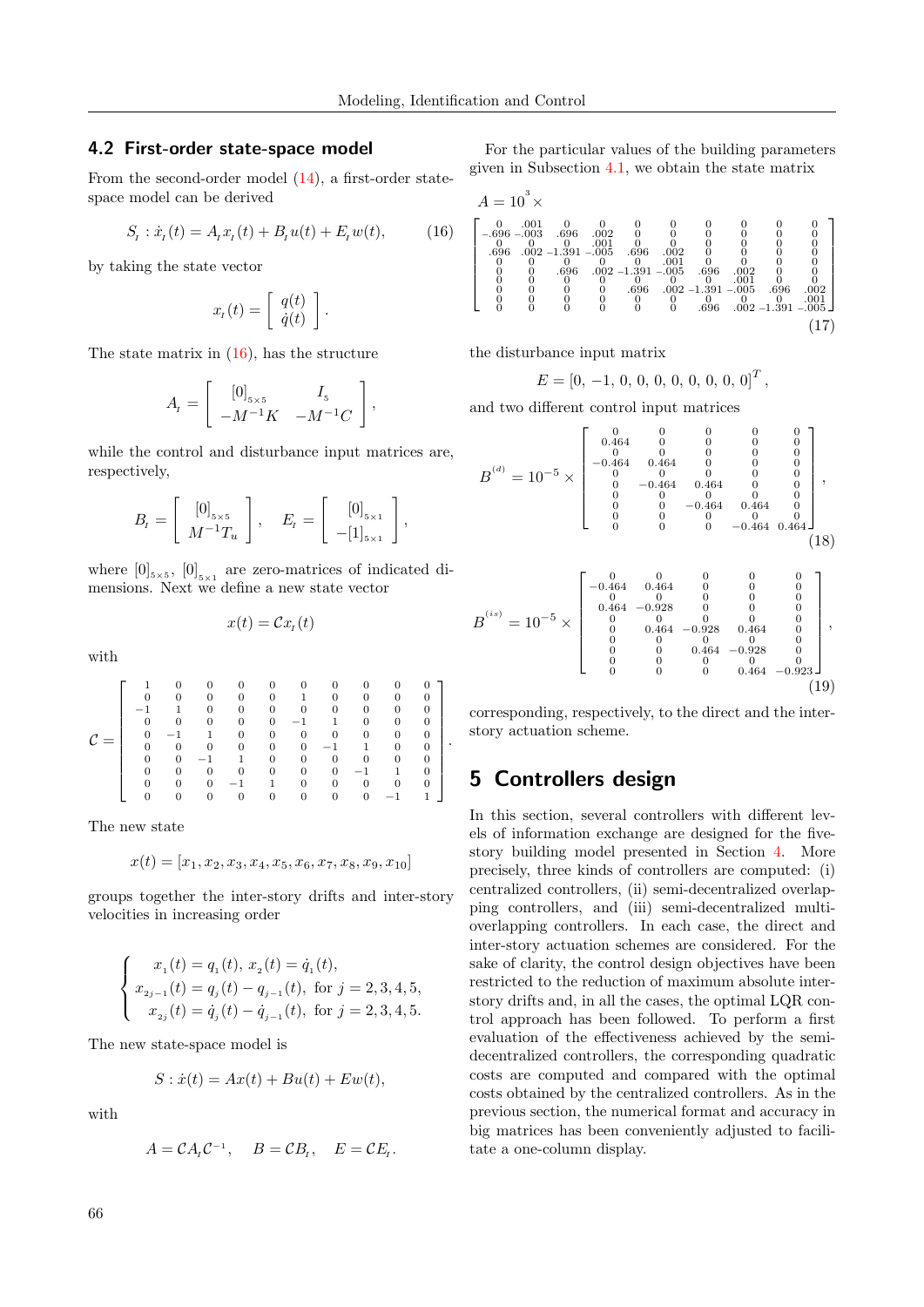### 4.2 First-order state-space model

From the second-order model (14), a first-order state-space model can be derived

$$S_I : \dot{x}_I(t) = A_I x_I(t) + B_I u(t) + E_I w(t), \tag{16}$$

by taking the state vector

$$x_I(t) = \begin{bmatrix} q(t) \\ \dot{q}(t) \end{bmatrix}.$$

The state matrix in (16), has the structure

$$A_I = \begin{bmatrix} [0]_{5\times5} & I_5 \\ -M^{-1}K & -M^{-1}C \end{bmatrix},$$

while the control and disturbance input matrices are, respectively,

$$B_I = \begin{bmatrix} [0]_{5\times5} \\ M^{-1}T_u \end{bmatrix}, \quad E_I = \begin{bmatrix} [0]_{5\times1} \\ -[1]_{5\times1} \end{bmatrix},$$

where $[0]_{5\times5}$, $[0]_{5\times1}$ are zero-matrices of indicated dimensions. Next we define a new state vector

$$x(t) = \mathcal{C} x_I(t)$$

with

$$\mathcal{C} = \begin{bmatrix}
1 & 0 & 0 & 0 & 0 & 0 & 0 & 0 & 0 & 0 \\
0 & 0 & 0 & 0 & 0 & 1 & 0 & 0 & 0 & 0 \\
-1 & 1 & 0 & 0 & 0 & 0 & 0 & 0 & 0 & 0 \\
0 & 0 & 0 & 0 & 0 & -1 & 1 & 0 & 0 & 0 \\
0 & -1 & 1 & 0 & 0 & 0 & 0 & 0 & 0 & 0 \\
0 & 0 & 0 & 0 & 0 & 0 & -1 & 1 & 0 & 0 \\
0 & 0 & -1 & 1 & 0 & 0 & 0 & 0 & 0 & 0 \\
0 & 0 & 0 & 0 & 0 & 0 & 0 & -1 & 1 & 0 \\
0 & 0 & 0 & -1 & 1 & 0 & 0 & 0 & 0 & 0 \\
0 & 0 & 0 & 0 & 0 & 0 & 0 & 0 & -1 & 1
\end{bmatrix}.$$

The new state

$$x(t) = [x_1, x_2, x_3, x_4, x_5, x_6, x_7, x_8, x_9, x_{10}]$$

groups together the inter-story drifts and inter-story velocities in increasing order

$$\begin{cases} x_1(t) = q_1(t),\ x_2(t) = \dot{q}_1(t), \\ x_{2j-1}(t) = q_j(t) - q_{j-1}(t), \ \text{for } j = 2,3,4,5, \\ x_{2j}(t) = \dot{q}_j(t) - \dot{q}_{j-1}(t), \ \text{for } j = 2,3,4,5. \end{cases}$$

The new state-space model is

$$S : \dot{x}(t) = Ax(t) + Bu(t) + Ew(t),$$

with

$$A = \mathcal{C}A_I\mathcal{C}^{-1}, \quad B = \mathcal{C}B_I, \quad E = \mathcal{C}E_I.$$

For the particular values of the building parameters given in Subsection 4.1, we obtain the state matrix

$$A = 10^3 \times \begin{bmatrix}
0 & .001 & 0 & 0 & 0 & 0 & 0 & 0 & 0 & 0 \\
-.696 & -.003 & .696 & .002 & 0 & 0 & 0 & 0 & 0 & 0 \\
0 & 0 & 0 & .001 & 0 & 0 & 0 & 0 & 0 & 0 \\
.696 & .002 & -1.391 & -.005 & .696 & .002 & 0 & 0 & 0 & 0 \\
0 & 0 & 0 & 0 & 0 & .001 & 0 & 0 & 0 & 0 \\
0 & 0 & .696 & .002 & -1.391 & -.005 & .696 & .002 & 0 & 0 \\
0 & 0 & 0 & 0 & 0 & 0 & 0 & .001 & 0 & 0 \\
0 & 0 & 0 & 0 & .696 & .002 & -1.391 & -.005 & .696 & .002 \\
0 & 0 & 0 & 0 & 0 & 0 & 0 & 0 & 0 & .001 \\
0 & 0 & 0 & 0 & 0 & 0 & .696 & .002 & -1.391 & -.005
\end{bmatrix} \tag{17}$$

the disturbance input matrix

$$E = [0,\ -1,\ 0,\ 0,\ 0,\ 0,\ 0,\ 0,\ 0,\ 0]^T,$$

and two different control input matrices

$$B^{(d)} = 10^{-5} \times \begin{bmatrix}
0 & 0 & 0 & 0 & 0 \\
0.464 & 0 & 0 & 0 & 0 \\
0 & 0 & 0 & 0 & 0 \\
-0.464 & 0.464 & 0 & 0 & 0 \\
0 & 0 & 0 & 0 & 0 \\
0 & -0.464 & 0.464 & 0 & 0 \\
0 & 0 & 0 & 0 & 0 \\
0 & 0 & -0.464 & 0.464 & 0 \\
0 & 0 & 0 & 0 & 0 \\
0 & 0 & 0 & -0.464 & 0.464
\end{bmatrix}, \tag{18}$$

$$B^{(is)} = 10^{-5} \times \begin{bmatrix}
0 & 0 & 0 & 0 & 0 \\
-0.464 & 0.464 & 0 & 0 & 0 \\
0 & 0 & 0 & 0 & 0 \\
0.464 & -0.928 & 0 & 0 & 0 \\
0 & 0 & 0 & 0 & 0 \\
0 & 0.464 & -0.928 & 0.464 & 0 \\
0 & 0 & 0 & 0 & 0 \\
0 & 0 & 0.464 & -0.928 & 0 \\
0 & 0 & 0 & 0 & 0 \\
0 & 0 & 0 & 0.464 & -0.923
\end{bmatrix}, \tag{19}$$

corresponding, respectively, to the direct and the inter-story actuation scheme.

## 5 Controllers design

In this section, several controllers with different levels of information exchange are designed for the five-story building model presented in Section 4. More precisely, three kinds of controllers are computed: (i) centralized controllers, (ii) semi-decentralized overlapping controllers, and (iii) semi-decentralized multi-overlapping controllers. In each case, the direct and inter-story actuation schemes are considered. For the sake of clarity, the control design objectives have been restricted to the reduction of maximum absolute inter-story drifts and, in all the cases, the optimal LQR control approach has been followed. To perform a first evaluation of the effectiveness achieved by the semi-decentralized controllers, the corresponding quadratic costs are computed and compared with the optimal costs obtained by the centralized controllers. As in the previous section, the numerical format and accuracy in big matrices has been conveniently adjusted to facilitate a one-column display.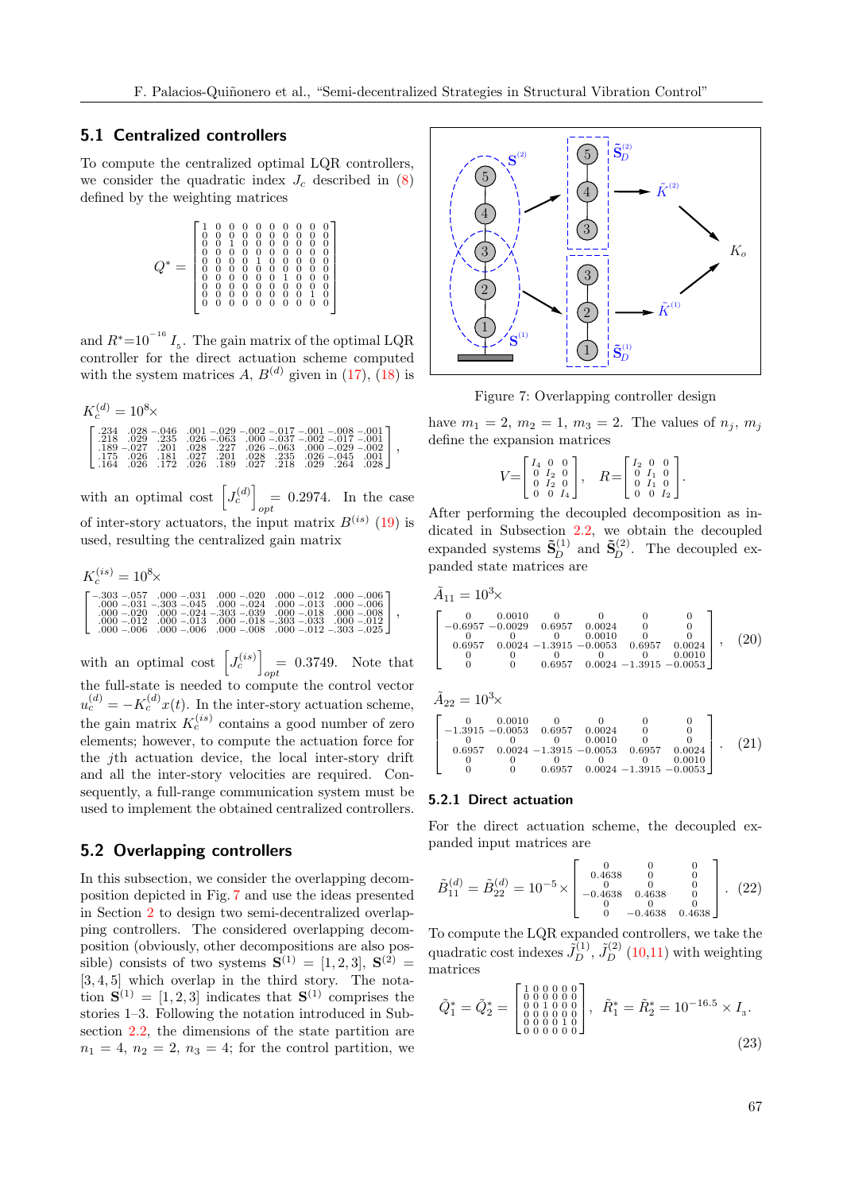### 5.1 Centralized controllers

To compute the centralized optimal LQR controllers, we consider the quadratic index $J_c$ described in (8) defined by the weighting matrices

$$Q^* = \begin{bmatrix} 1&0&0&0&0&0&0&0&0&0 \\ 0&0&0&0&0&0&0&0&0&0 \\ 0&0&1&0&0&0&0&0&0&0 \\ 0&0&0&0&0&0&0&0&0&0 \\ 0&0&0&0&1&0&0&0&0&0 \\ 0&0&0&0&0&0&0&0&0&0 \\ 0&0&0&0&0&0&1&0&0&0 \\ 0&0&0&0&0&0&0&0&0&0 \\ 0&0&0&0&0&0&0&0&1&0 \\ 0&0&0&0&0&0&0&0&0&0 \end{bmatrix}$$

and $R^* = 10^{-16} I_5$. The gain matrix of the optimal LQR controller for the direct actuation scheme computed with the system matrices $A$, $B^{(d)}$ given in (17), (18) is

$$K_c^{(d)} = 10^8 \times \begin{bmatrix} .234 & .028 & -.046 & .001 & -.029 & -.002 & -.017 & -.001 & -.008 & -.001 \\ .218 & .029 & .235 & .026 & -.063 & .000 & -.037 & -.002 & -.017 & -.001 \\ .189 & -.027 & .201 & .028 & .227 & .026 & -.063 & .000 & -.029 & -.002 \\ .175 & .026 & .181 & .027 & .201 & .028 & .235 & .026 & -.045 & .001 \\ .164 & .026 & .172 & .026 & .189 & .027 & .218 & .029 & .264 & .028 \end{bmatrix},$$

with an optimal cost $\left[J_c^{(d)}\right]_{opt} = 0.2974$. In the case of inter-story actuators, the input matrix $B^{(is)}$ (19) is used, resulting the centralized gain matrix

$$K_c^{(is)} = 10^8 \times \begin{bmatrix} -.303 & -.057 & .000 & -.031 & .000 & -.020 & .000 & -.012 & .000 & -.006 \\ .000 & -.031 & -.303 & -.045 & .000 & -.024 & .000 & -.013 & .000 & -.006 \\ .000 & -.020 & .000 & -.024 & -.303 & -.039 & .000 & -.018 & .000 & -.008 \\ .000 & -.012 & .000 & -.013 & .000 & -.018 & -.303 & -.033 & .000 & -.012 \\ .000 & -.006 & .000 & -.006 & .000 & -.008 & .000 & -.012 & -.303 & -.025 \end{bmatrix},$$

with an optimal cost $\left[J_c^{(is)}\right]_{opt} = 0.3749$. Note that the full-state is needed to compute the control vector $u_c^{(d)} = -K_c^{(d)} x(t)$. In the inter-story actuation scheme, the gain matrix $K_c^{(is)}$ contains a good number of zero elements; however, to compute the actuation force for the $j$th actuation device, the local inter-story drift and all the inter-story velocities are required. Consequently, a full-range communication system must be used to implement the obtained centralized controllers.

### 5.2 Overlapping controllers

In this subsection, we consider the overlapping decomposition depicted in Fig. 7 and use the ideas presented in Section 2 to design two semi-decentralized overlapping controllers. The considered overlapping decomposition (obviously, other decompositions are also possible) consists of two systems $\mathbf{S}^{(1)} = [1, 2, 3]$, $\mathbf{S}^{(2)} = [3, 4, 5]$ which overlap in the third story. The notation $\mathbf{S}^{(1)} = [1, 2, 3]$ indicates that $\mathbf{S}^{(1)}$ comprises the stories 1–3. Following the notation introduced in Subsection 2.2, the dimensions of the state partition are $n_1 = 4$, $n_2 = 2$, $n_3 = 4$; for the control partition, we have $m_1 = 2$, $m_2 = 1$, $m_3 = 2$. The values of $n_j$, $m_j$ define the expansion matrices

$$V = \begin{bmatrix} I_4 & 0 & 0 \\ 0 & I_2 & 0 \\ 0 & I_2 & 0 \\ 0 & 0 & I_4 \end{bmatrix}, \quad R = \begin{bmatrix} I_2 & 0 & 0 \\ 0 & I_1 & 0 \\ 0 & I_1 & 0 \\ 0 & 0 & I_2 \end{bmatrix}.$$

Figure 7: Overlapping controller design

After performing the decoupled decomposition as indicated in Subsection 2.2, we obtain the decoupled expanded systems $\tilde{\mathbf{S}}_D^{(1)}$ and $\tilde{\mathbf{S}}_D^{(2)}$. The decoupled expanded state matrices are

$$\tilde{A}_{11} = 10^3 \times \begin{bmatrix} 0 & 0.0010 & 0 & 0 & 0 & 0 \\ -0.6957 & -0.0029 & 0.6957 & 0.0024 & 0 & 0 \\ 0 & 0 & 0 & 0.0010 & 0 & 0 \\ 0.6957 & 0.0024 & -1.3915 & -0.0053 & 0.6957 & 0.0024 \\ 0 & 0 & 0 & 0 & 0 & 0.0010 \\ 0 & 0 & 0.6957 & 0.0024 & -1.3915 & -0.0053 \end{bmatrix}, \tag{20}$$

$$\tilde{A}_{22} = 10^3 \times \begin{bmatrix} 0 & 0.0010 & 0 & 0 & 0 & 0 \\ -1.3915 & -0.0053 & 0.6957 & 0.0024 & 0 & 0 \\ 0 & 0 & 0 & 0.0010 & 0 & 0 \\ 0.6957 & 0.0024 & -1.3915 & -0.0053 & 0.6957 & 0.0024 \\ 0 & 0 & 0 & 0 & 0 & 0.0010 \\ 0 & 0 & 0.6957 & 0.0024 & -1.3915 & -0.0053 \end{bmatrix}. \tag{21}$$

#### 5.2.1 Direct actuation

For the direct actuation scheme, the decoupled expanded input matrices are

$$\tilde{B}_{11}^{(d)} = \tilde{B}_{22}^{(d)} = 10^{-5} \times \begin{bmatrix} 0 & 0 & 0 \\ 0.4638 & 0 & 0 \\ 0 & 0 & 0 \\ -0.4638 & 0.4638 & 0 \\ 0 & 0 & 0 \\ 0 & -0.4638 & 0.4638 \end{bmatrix}. \tag{22}$$

To compute the LQR expanded controllers, we take the quadratic cost indexes $\tilde{J}_D^{(1)}$, $\tilde{J}_D^{(2)}$ (10,11) with weighting matrices

$$\tilde{Q}_1^* = \tilde{Q}_2^* = \begin{bmatrix} 1&0&0&0&0&0 \\ 0&0&0&0&0&0 \\ 0&0&1&0&0&0 \\ 0&0&0&0&0&0 \\ 0&0&0&0&1&0 \\ 0&0&0&0&0&0 \end{bmatrix}, \quad \tilde{R}_1^* = \tilde{R}_2^* = 10^{-16.5} \times I_3. \tag{23}$$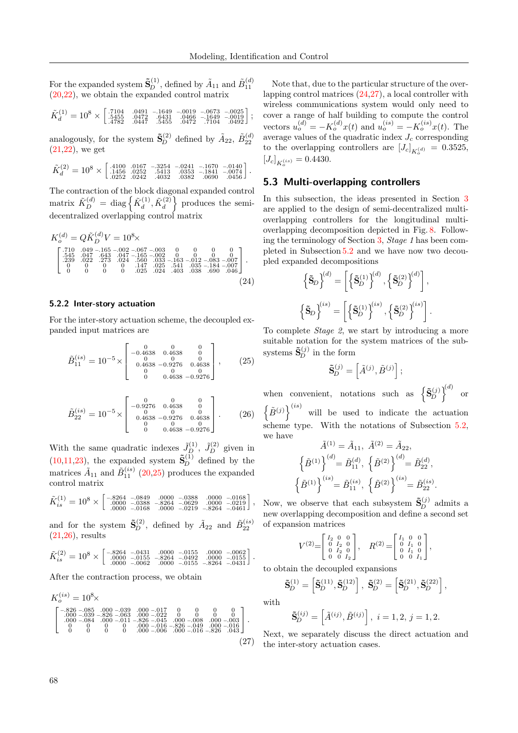For the expanded system $\tilde{\mathbf{S}}_D^{(1)}$, defined by $\tilde{A}_{11}$ and $\tilde{B}_{11}^{(d)}$ (20,22), we obtain the expanded control matrix

$$\tilde{K}_d^{(1)} = 10^8 \times \begin{bmatrix} .7104 & .0491 & -.1649 & -.0019 & -.0673 & -.0025 \\ .5455 & .0472 & .6431 & .0466 & -.1649 & -.0019 \\ .4782 & .0447 & .5455 & .0472 & .7104 & .0492 \end{bmatrix};$$

analogously, for the system $\tilde{\mathbf{S}}_D^{(2)}$ defined by $\tilde{A}_{22}$, $\tilde{B}_{22}^{(d)}$ (21,22), we get

$$\tilde{K}_d^{(2)} = 10^8 \times \begin{bmatrix} .4100 & .0167 & -.3254 & -.0241 & -.1670 & -.0140 \\ .1456 & .0252 & .5413 & .0353 & -.1841 & -.0074 \\ .0252 & .0242 & .4032 & .0382 & .0690 & .0456 \end{bmatrix}.$$

The contraction of the block diagonal expanded control matrix $\tilde{K}_D^{(d)} = \operatorname{diag}\left\{\tilde{K}_d^{(1)}, \tilde{K}_d^{(2)}\right\}$ produces the semi-decentralized overlapping control matrix

$$K_o^{(d)} = Q\tilde{K}_D^{(d)}V = 10^8 \times \begin{bmatrix} .710 & .049 & -.165 & -.002 & -.067 & -.003 & 0 & 0 & 0 & 0 \\ .545 & .047 & .643 & .047 & -.165 & -.002 & 0 & 0 & 0 & 0 \\ .239 & .022 & .273 & .024 & .560 & .033 & -.163 & -.012 & -.083 & -.007 \\ 0 & 0 & 0 & 0 & .147 & .025 & .541 & .035 & -.184 & -.007 \\ 0 & 0 & 0 & 0 & .025 & .024 & .403 & .038 & .690 & .046 \end{bmatrix}. \tag{24}$$

#### 5.2.2 Inter-story actuation

For the inter-story actuation scheme, the decoupled expanded input matrices are

$$\tilde{B}_{11}^{(is)} = 10^{-5} \times \begin{bmatrix} 0 & 0 & 0 \\ -0.4638 & 0.4638 & 0 \\ 0 & 0 & 0 \\ 0.4638 & -0.9276 & 0.4638 \\ 0 & 0 & 0 \\ 0 & 0.4638 & -0.9276 \end{bmatrix}, \tag{25}$$

$$\tilde{B}_{22}^{(is)} = 10^{-5} \times \begin{bmatrix} 0 & 0 & 0 \\ -0.9276 & 0.4638 & 0 \\ 0 & 0 & 0 \\ 0.4638 & -0.9276 & 0.4638 \\ 0 & 0 & 0 \\ 0 & 0.4638 & -0.9276 \end{bmatrix}. \tag{26}$$

With the same quadratic indexes $\tilde{J}_D^{(1)}$, $\tilde{J}_D^{(2)}$ given in (10,11,23), the expanded system $\tilde{\mathbf{S}}_D^{(1)}$ defined by the matrices $\tilde{A}_{11}$ and $\tilde{B}_{11}^{(is)}$ (20,25) produces the expanded control matrix

$$\tilde{K}_{is}^{(1)} = 10^8 \times \begin{bmatrix} -.8264 & -.0849 & .0000 & -.0388 & .0000 & -.0168 \\ .0000 & -.0388 & -.8264 & -.0629 & .0000 & -.0219 \\ .0000 & -.0168 & .0000 & -.0219 & -.8264 & -.0461 \end{bmatrix},$$

and for the system $\tilde{\mathbf{S}}_D^{(2)}$, defined by $\tilde{A}_{22}$ and $\tilde{B}_{22}^{(is)}$ (21,26), results

$$\tilde{K}_{is}^{(2)} = 10^8 \times \begin{bmatrix} -.8264 & -.0431 & .0000 & -.0155 & .0000 & -.0062 \\ .0000 & -.0155 & -.8264 & -.0492 & .0000 & -.0155 \\ .0000 & -.0062 & .0000 & -.0155 & -.8264 & -.0431 \end{bmatrix}.$$

After the contraction process, we obtain

$$K_o^{(is)} = 10^8 \times \begin{bmatrix} -.826 & -.085 & .000 & -.039 & .000 & -.017 & 0 & 0 & 0 & 0 \\ .000 & -.039 & -.826 & -.063 & .000 & -.022 & 0 & 0 & 0 & 0 \\ .000 & -.084 & .000 & -.011 & -.826 & -.045 & .000 & -.008 & .000 & -.003 \\ 0 & 0 & 0 & 0 & .000 & -.016 & -.826 & -.049 & .000 & -.016 \\ 0 & 0 & 0 & 0 & .000 & -.006 & .000 & -.016 & -.826 & .043 \end{bmatrix}. \tag{27}$$

Note that, due to the particular structure of the overlapping control matrices (24,27), a local controller with wireless communications system would only need to cover a range of half building to compute the control vectors $u_o^{(d)} = -K_o^{(d)}x(t)$ and $u_o^{(is)} = -K_o^{(is)}x(t)$. The average values of the quadratic index $J_c$ corresponding to the overlapping controllers are $[J_c]_{K_o^{(d)}} = 0.3525$, $[J_c]_{K_o^{(is)}} = 0.4430$.

### 5.3 Multi-overlapping controllers

In this subsection, the ideas presented in Section 3 are applied to the design of semi-decentralized multi-overlapping controllers for the longitudinal multi-overlapping decomposition depicted in Fig. 8. Following the terminology of Section 3, *Stage 1* has been completed in Subsection 5.2 and we have now two decoupled expanded decompositions

$$\left\{\tilde{\mathbf{S}}_D\right\}^{(d)} = \left[\left\{\tilde{\mathbf{S}}_D^{(1)}\right\}^{(d)}, \left\{\tilde{\mathbf{S}}_D^{(2)}\right\}^{(d)}\right],$$

$$\left\{\tilde{\mathbf{S}}_D\right\}^{(is)} = \left[\left\{\tilde{\mathbf{S}}_D^{(1)}\right\}^{(is)}, \left\{\tilde{\mathbf{S}}_D^{(2)}\right\}^{(is)}\right].$$

To complete *Stage 2*, we start by introducing a more suitable notation for the system matrices of the subsystems $\tilde{\mathbf{S}}_D^{(j)}$ in the form

$$\tilde{\mathbf{S}}_D^{(j)} = \left[\tilde{A}^{(j)}, \tilde{B}^{(j)}\right];$$

when convenient, notations such as $\left\{\tilde{\mathbf{S}}_D^{(j)}\right\}^{(d)}$ or $\left\{\tilde{B}^{(j)}\right\}^{(is)}$ will be used to indicate the actuation scheme type. With the notations of Subsection 5.2, we have

$$\tilde{A}^{(1)} = \tilde{A}_{11},\ \tilde{A}^{(2)} = \tilde{A}_{22},$$

$$\left\{\tilde{B}^{(1)}\right\}^{(d)} = \tilde{B}_{11}^{(d)},\ \left\{\tilde{B}^{(2)}\right\}^{(d)} = \tilde{B}_{22}^{(d)},$$

$$\left\{\tilde{B}^{(1)}\right\}^{(is)} = \tilde{B}_{11}^{(is)},\ \left\{\tilde{B}^{(2)}\right\}^{(is)} = \tilde{B}_{22}^{(is)}.$$

Now, we observe that each subsystem $\tilde{\mathbf{S}}_D^{(j)}$ admits a new overlapping decomposition and define a second set of expansion matrices

$$V^{(2)} = \begin{bmatrix} I_2 & 0 & 0 \\ 0 & I_2 & 0 \\ 0 & I_2 & 0 \\ 0 & 0 & I_2 \end{bmatrix},\quad R^{(2)} = \begin{bmatrix} I_1 & 0 & 0 \\ 0 & I_1 & 0 \\ 0 & I_1 & 0 \\ 0 & 0 & I_1 \end{bmatrix},$$

to obtain the decoupled expansions

$$\tilde{\mathbf{S}}_D^{(1)} = \left[\tilde{\mathbf{S}}_D^{(11)}, \tilde{\mathbf{S}}_D^{(12)}\right],\ \tilde{\mathbf{S}}_D^{(2)} = \left[\tilde{\mathbf{S}}_D^{(21)}, \tilde{\mathbf{S}}_D^{(22)}\right],$$

with

$$\tilde{\mathbf{S}}_D^{(ij)} = \left[\tilde{A}^{(ij)}, \tilde{B}^{(ij)}\right],\ i = 1, 2,\ j = 1, 2.$$

Next, we separately discuss the direct actuation and the inter-story actuation cases.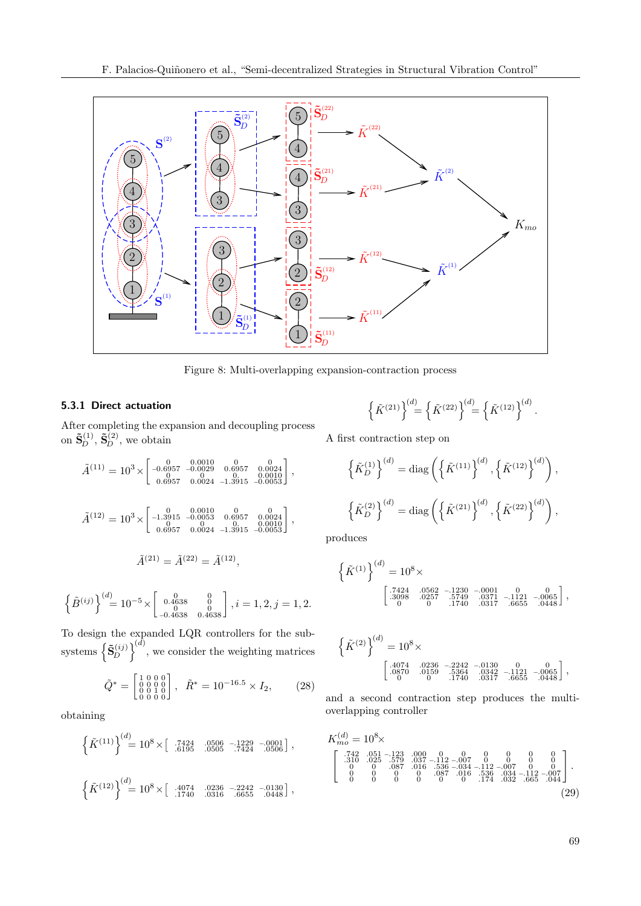Figure 8: Multi-overlapping expansion-contraction process

#### 5.3.1 Direct actuation

After completing the expansion and decoupling process on $\tilde{\mathbf{S}}_D^{(1)}$, $\tilde{\mathbf{S}}_D^{(2)}$, we obtain

$$\tilde{A}^{(11)} = 10^3 \times \begin{bmatrix} 0 & 0.0010 & 0 & 0 \\ -0.6957 & -0.0029 & 0.6957 & 0.0024 \\ 0 & 0 & 0 & 0.0010 \\ 0.6957 & 0.0024 & -1.3915 & -0.0053 \end{bmatrix},$$

$$\tilde{A}^{(12)} = 10^3 \times \begin{bmatrix} 0 & 0.0010 & 0 & 0 \\ -1.3915 & -0.0053 & 0.6957 & 0.0024 \\ 0 & 0 & 0 & 0.0010 \\ 0.6957 & 0.0024 & -1.3915 & -0.0053 \end{bmatrix},$$

$$\tilde{A}^{(21)} = \tilde{A}^{(22)} = \tilde{A}^{(12)},$$

$$\left\{\tilde{B}^{(ij)}\right\}^{(d)} = 10^{-5} \times \begin{bmatrix} 0 & 0 \\ 0.4638 & 0 \\ 0 & 0 \\ -0.4638 & 0.4638 \end{bmatrix}, i = 1, 2, j = 1, 2.$$

To design the expanded LQR controllers for the subsystems $\left\{\tilde{\mathbf{S}}_D^{(ij)}\right\}^{(d)}$, we consider the weighting matrices

$$\tilde{Q}^* = \begin{bmatrix} 1 & 0 & 0 & 0 \\ 0 & 0 & 0 & 0 \\ 0 & 0 & 1 & 0 \\ 0 & 0 & 0 & 0 \end{bmatrix}, \quad \tilde{R}^* = 10^{-16.5} \times I_2, \tag{28}$$

obtaining

$$\left\{\tilde{K}^{(11)}\right\}^{(d)} = 10^8 \times \begin{bmatrix} .7424 & .0506 & -.1229 & -.0001 \\ .6195 & .0505 & -.7424 & -.0506 \end{bmatrix},$$

$$\left\{\tilde{K}^{(12)}\right\}^{(d)} = 10^8 \times \begin{bmatrix} .4074 & .0236 & -.2242 & -.0130 \\ .1740 & .0316 & -.6655 & -.0448 \end{bmatrix},$$

$$\left\{\tilde{K}^{(21)}\right\}^{(d)} = \left\{\tilde{K}^{(22)}\right\}^{(d)} = \left\{\tilde{K}^{(12)}\right\}^{(d)}.$$

A first contraction step on

$$\left\{\tilde{K}_D^{(1)}\right\}^{(d)} = \operatorname{diag}\left(\left\{\tilde{K}^{(11)}\right\}^{(d)}, \left\{\tilde{K}^{(12)}\right\}^{(d)}\right),$$

$$\left\{\tilde{K}_D^{(2)}\right\}^{(d)} = \operatorname{diag}\left(\left\{\tilde{K}^{(21)}\right\}^{(d)}, \left\{\tilde{K}^{(22)}\right\}^{(d)}\right),$$

produces

$$\left\{\tilde{K}^{(1)}\right\}^{(d)} = 10^8 \times \begin{bmatrix} .7424 & .0562 & -.1230 & -.0001 & 0 & 0 \\ .3098 & .0257 & .5749 & .0371 & -.1121 & -.0065 \\ 0 & 0 & .1740 & .0317 & .6655 & .0448 \end{bmatrix},$$

$$\left\{\tilde{K}^{(2)}\right\}^{(d)} = 10^8 \times \begin{bmatrix} .4074 & .0236 & -.2242 & -.0130 & 0 & 0 \\ .0870 & .0159 & .5364 & .0342 & -.1121 & -.0065 \\ 0 & 0 & .1740 & .0317 & .6655 & .0448 \end{bmatrix},$$

and a second contraction step produces the multi-overlapping controller

$$K_{mo}^{(d)} = 10^8 \times \begin{bmatrix} .742 & .051 & -.123 & .000 & 0 & 0 & 0 & 0 & 0 & 0 \\ .310 & .025 & .579 & .037 & -.112 & -.007 & 0 & 0 & 0 & 0 \\ 0 & 0 & .087 & .016 & .536 & -.034 & -.112 & -.007 & 0 & 0 \\ 0 & 0 & 0 & 0 & .087 & .016 & .536 & .034 & -.112 & -.007 \\ 0 & 0 & 0 & 0 & 0 & 0 & .174 & .032 & .665 & .044 \end{bmatrix}. \tag{29}$$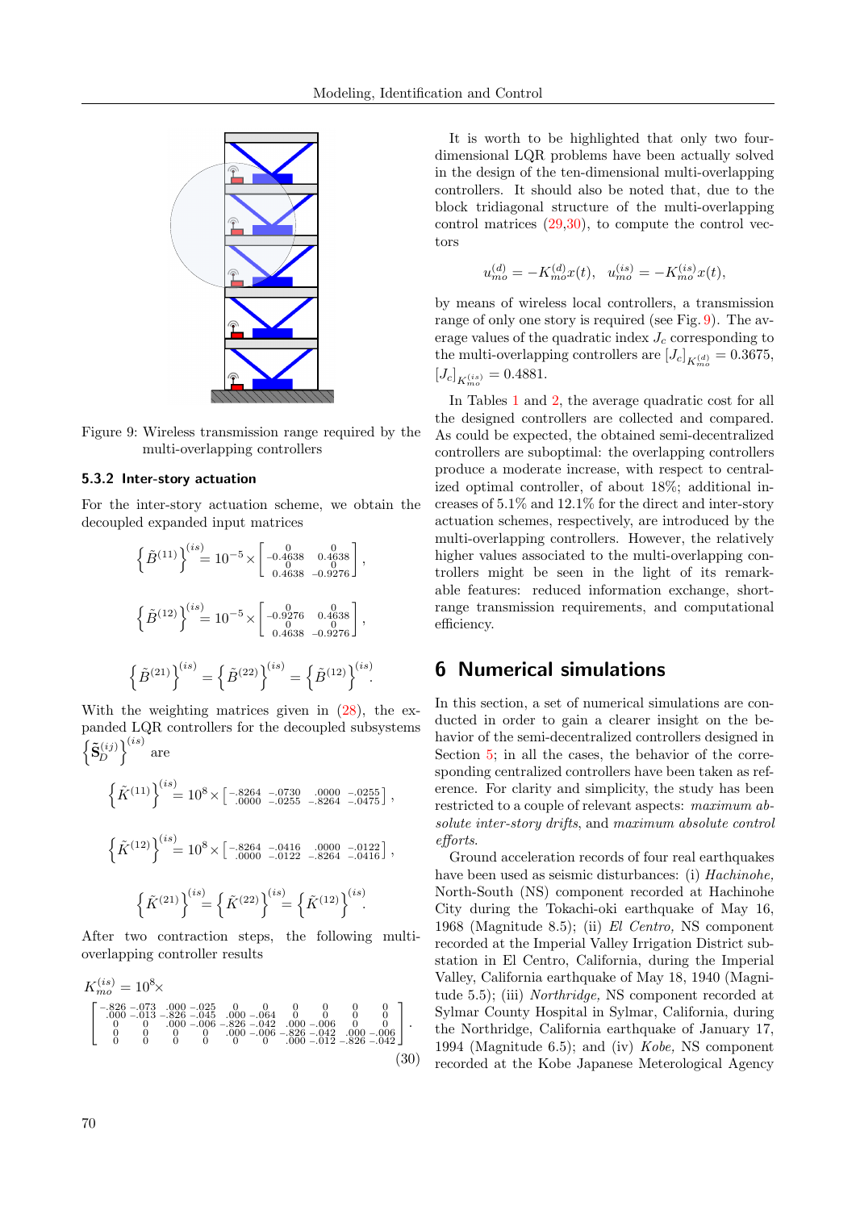Figure 9: Wireless transmission range required by the multi-overlapping controllers

### 5.3.2 Inter-story actuation

For the inter-story actuation scheme, we obtain the decoupled expanded input matrices

$$\left\{\tilde{B}^{(11)}\right\}^{(is)} = 10^{-5}\times\begin{bmatrix} 0 & 0 \\ -0.4638 & 0.4638 \\ 0 & 0 \\ 0.4638 & -0.9276 \end{bmatrix},$$

$$\left\{\tilde{B}^{(12)}\right\}^{(is)} = 10^{-5}\times\begin{bmatrix} 0 & 0 \\ -0.9276 & 0.4638 \\ 0 & 0 \\ 0.4638 & -0.9276 \end{bmatrix},$$

$$\left\{\tilde{B}^{(21)}\right\}^{(is)} = \left\{\tilde{B}^{(22)}\right\}^{(is)} = \left\{\tilde{B}^{(12)}\right\}^{(is)}.$$

With the weighting matrices given in (28), the expanded LQR controllers for the decoupled subsystems $\left\{\tilde{\mathbf{S}}_D^{(ij)}\right\}^{(is)}$ are

$$\left\{\tilde{K}^{(11)}\right\}^{(is)} = 10^{8}\times\begin{bmatrix} -.8264 & -.0730 & .0000 & -.0255 \\ .0000 & -.0255 & -.8264 & -.0475 \end{bmatrix},$$

$$\left\{\tilde{K}^{(12)}\right\}^{(is)} = 10^{8}\times\begin{bmatrix} -.8264 & -.0416 & .0000 & -.0122 \\ .0000 & -.0122 & -.8264 & -.0416 \end{bmatrix},$$

$$\left\{\tilde{K}^{(21)}\right\}^{(is)} = \left\{\tilde{K}^{(22)}\right\}^{(is)} = \left\{\tilde{K}^{(12)}\right\}^{(is)}.$$

After two contraction steps, the following multi-overlapping controller results

$$K_{mo}^{(is)} = 10^{8}\times \begin{bmatrix} -.826 & -.073 & .000 & -.025 & 0 & 0 & 0 & 0 & 0 & 0 \\ .000 & -.013 & -.826 & -.045 & .000 & -.064 & 0 & 0 & 0 & 0 \\ 0 & 0 & .000 & -.006 & -.826 & -.042 & .000 & -.006 & 0 & 0 \\ 0 & 0 & 0 & 0 & .000 & -.006 & -.826 & -.042 & .000 & -.006 \\ 0 & 0 & 0 & 0 & 0 & 0 & .000 & -.012 & -.826 & -.042 \end{bmatrix}. \tag{30}$$

It is worth to be highlighted that only two four-dimensional LQR problems have been actually solved in the design of the ten-dimensional multi-overlapping controllers. It should also be noted that, due to the block tridiagonal structure of the multi-overlapping control matrices (29,30), to compute the control vectors

$$u_{mo}^{(d)} = -K_{mo}^{(d)}x(t), \quad u_{mo}^{(is)} = -K_{mo}^{(is)}x(t),$$

by means of wireless local controllers, a transmission range of only one story is required (see Fig. 9). The average values of the quadratic index $J_c$ corresponding to the multi-overlapping controllers are $[J_c]_{K_{mo}^{(d)}} = 0.3675$, $[J_c]_{K_{mo}^{(is)}} = 0.4881$.

In Tables 1 and 2, the average quadratic cost for all the designed controllers are collected and compared. As could be expected, the obtained semi-decentralized controllers are suboptimal: the overlapping controllers produce a moderate increase, with respect to centralized optimal controller, of about 18%; additional increases of 5.1% and 12.1% for the direct and inter-story actuation schemes, respectively, are introduced by the multi-overlapping controllers. However, the relatively higher values associated to the multi-overlapping controllers might be seen in the light of its remarkable features: reduced information exchange, short-range transmission requirements, and computational efficiency.

# 6 Numerical simulations

In this section, a set of numerical simulations are conducted in order to gain a clearer insight on the behavior of the semi-decentralized controllers designed in Section 5; in all the cases, the behavior of the corresponding centralized controllers have been taken as reference. For clarity and simplicity, the study has been restricted to a couple of relevant aspects: *maximum absolute inter-story drifts*, and *maximum absolute control efforts*.

Ground acceleration records of four real earthquakes have been used as seismic disturbances: (i) *Hachinohe,* North-South (NS) component recorded at Hachinohe City during the Tokachi-oki earthquake of May 16, 1968 (Magnitude 8.5); (ii) *El Centro,* NS component recorded at the Imperial Valley Irrigation District substation in El Centro, California, during the Imperial Valley, California earthquake of May 18, 1940 (Magnitude 5.5); (iii) *Northridge,* NS component recorded at Sylmar County Hospital in Sylmar, California, during the Northridge, California earthquake of January 17, 1994 (Magnitude 6.5); and (iv) *Kobe,* NS component recorded at the Kobe Japanese Meterological Agency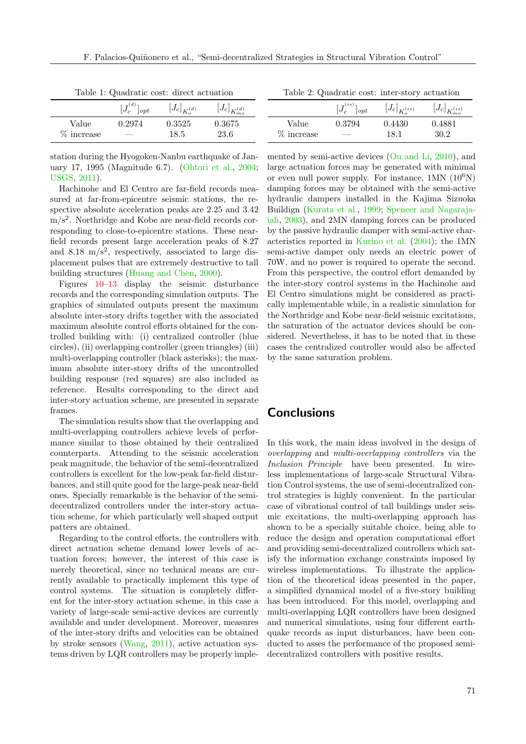Table 1: Quadratic cost: direct actuation

| | $[J_c^{(d)}]_{opt}$ | $[J_c]_{K_o^{(d)}}$ | $[J_c]_{K_{mo}^{(d)}}$ |
|---|---|---|---|
| Value | 0.2974 | 0.3525 | 0.3675 |
| % increase | — | 18.5 | 23.6 |

Table 2: Quadratic cost: inter-story actuation

| | $[J_c^{(is)}]_{opt}$ | $[J_c]_{K_o^{(is)}}$ | $[J_c]_{K_{mo}^{(is)}}$ |
|---|---|---|---|
| Value | 0.3794 | 0.4430 | 0.4881 |
| % increase | — | 18.1 | 30.2 |

station during the Hyogoken-Nanbu earthquake of January 17, 1995 (Magnitude 6.7). (Ohtori et al., 2004; USGS, 2011).

Hachinohe and El Centro are far-field records measured at far-from-epicentre seismic stations, the respective absolute acceleration peaks are 2.25 and 3.42 m/s$^2$. Northridge and Kobe are near-field records corresponding to close-to-epicentre stations. These near-field records present large acceleration peaks of 8.27 and 8.18 m/s$^2$, respectively, associated to large displacement pulses that are extremely destructive to tall building structures (Huang and Chen, 2000).

Figures 10–13 display the seismic disturbance records and the corresponding simulation outputs. The graphics of simulated outputs present the maximum absolute inter-story drifts together with the associated maximum absolute control efforts obtained for the controlled building with: (i) centralized controller (blue circles), (ii) overlapping controller (green triangles) (iii) multi-overlapping controller (black asterisks); the maximum absolute inter-story drifts of the uncontrolled building response (red squares) are also included as reference. Results corresponding to the direct and inter-story actuation scheme, are presented in separate frames.

The simulation results show that the overlapping and multi-overlapping controllers achieve levels of performance similar to those obtained by their centralized counterparts. Attending to the seismic acceleration peak magnitude, the behavior of the semi-decentralized controllers is excellent for the low-peak far-field disturbances, and still quite good for the large-peak near-field ones. Specially remarkable is the behavior of the semi-decentralized controllers under the inter-story actuation scheme, for which particularly well shaped output patters are obtained.

Regarding to the control efforts, the controllers with direct actuation scheme demand lower levels of actuation forces; however, the interest of this case is merely theoretical, since no technical means are currently available to practically implement this type of control systems. The situation is completely different for the inter-story actuation scheme, in this case a variety of large-scale semi-active devices are currently available and under development. Moreover, measures of the inter-story drifts and velocities can be obtained by stroke sensors (Wang, 2011), active actuation systems driven by LQR controllers may be properly implemented by semi-active devices (Ou and Li, 2010), and large actuation forces may be generated with minimal or even null power supply. For instance, 1MN ($10^6$N) damping forces may be obtained with the semi-active hydraulic dampers installed in the Kajima Sizuoka Buildign (Kurata et al., 1999; Spencer and Nagarajaiah, 2003), and 2MN damping forces can be produced by the passive hydraulic damper with semi-active characteristics reported in Kurino et al. (2004); the 1MN semi-active damper only needs an electric power of 70W, and no power is required to operate the second. From this perspective, the control effort demanded by the inter-story control systems in the Hachinohe and El Centro simulations might be considered as practically implementable while, in a realistic simulation for the Northridge and Kobe near-field seismic excitations, the saturation of the actuator devices should be considered. Nevertheless, it has to be noted that in these cases the centralized controller would also be affected by the same saturation problem.

## Conclusions

In this work, the main ideas involved in the design of *overlapping* and *multi-overlapping controllers* via the *Inclusion Principle* have been presented. In wireless implementations of large-scale Structural Vibration Control systems, the use of semi-decentralized control strategies is highly convenient. In the particular case of vibrational control of tall buildings under seismic excitations, the multi-overlapping approach has shown to be a specially suitable choice, being able to reduce the design and operation computational effort and providing semi-decentralized controllers which satisfy the information exchange constraints imposed by wireless implementations. To illustrate the application of the theoretical ideas presented in the paper, a simplified dynamical model of a five-story building has been introduced. For this model, overlapping and multi-overlapping LQR controllers have been designed and numerical simulations, using four different earthquake records as input disturbances, have been conducted to asses the performance of the proposed semi-decentralized controllers with positive results.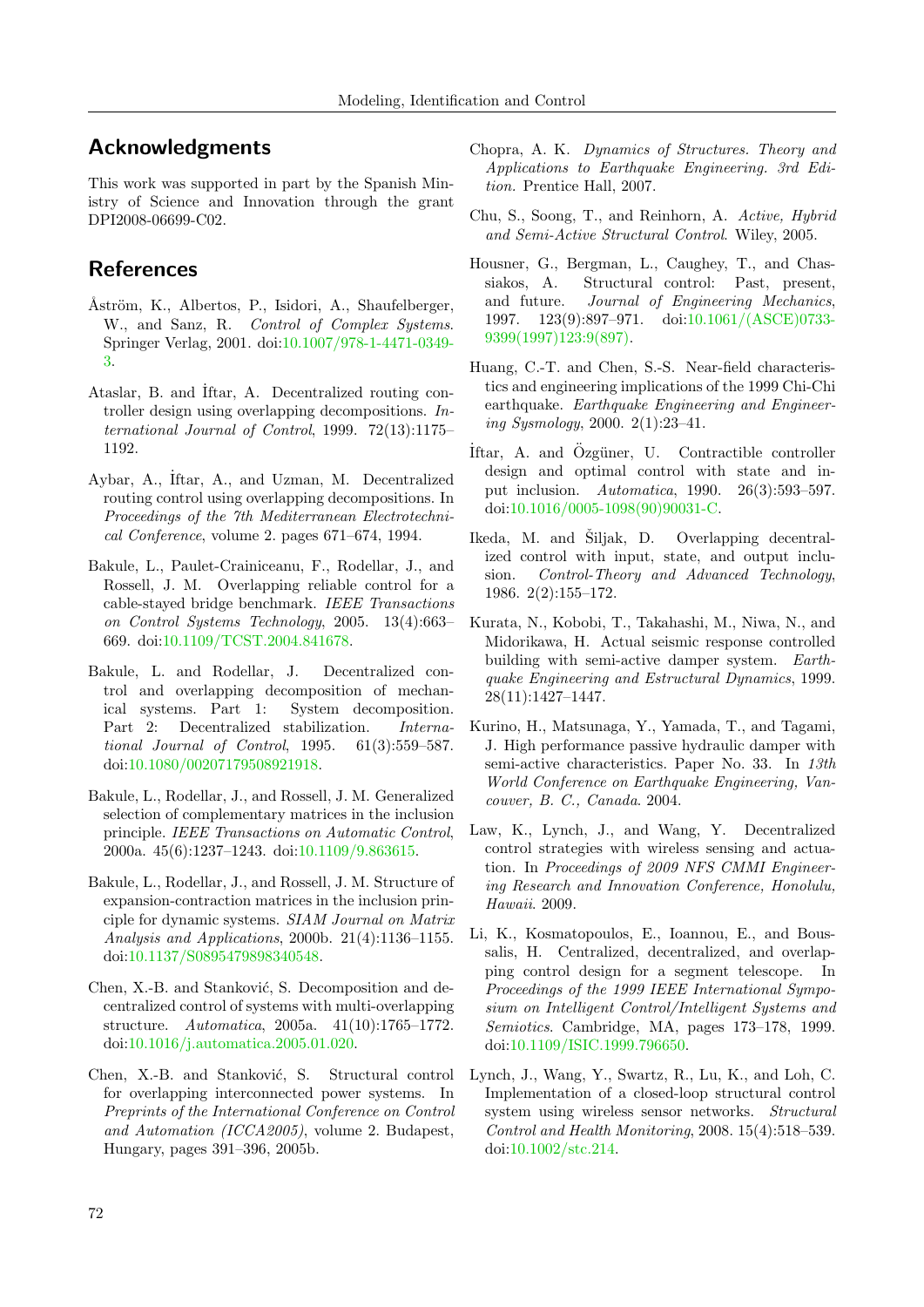## Acknowledgments

This work was supported in part by the Spanish Ministry of Science and Innovation through the grant DPI2008-06699-C02.

## References

Åström, K., Albertos, P., Isidori, A., Shaufelberger, W., and Sanz, R. *Control of Complex Systems*. Springer Verlag, 2001. doi:10.1007/978-1-4471-0349-3.

Ataslar, B. and İftar, A. Decentralized routing controller design using overlapping decompositions. *International Journal of Control*, 1999. 72(13):1175–1192.

Aybar, A., İftar, A., and Uzman, M. Decentralized routing control using overlapping decompositions. In *Proceedings of the 7th Mediterranean Electrotechnical Conference*, volume 2. pages 671–674, 1994.

Bakule, L., Paulet-Crainiceanu, F., Rodellar, J., and Rossell, J. M. Overlapping reliable control for a cable-stayed bridge benchmark. *IEEE Transactions on Control Systems Technology*, 2005. 13(4):663–669. doi:10.1109/TCST.2004.841678.

Bakule, L. and Rodellar, J. Decentralized control and overlapping decomposition of mechanical systems. Part 1: System decomposition. Part 2: Decentralized stabilization. *International Journal of Control*, 1995. 61(3):559–587. doi:10.1080/00207179508921918.

Bakule, L., Rodellar, J., and Rossell, J. M. Generalized selection of complementary matrices in the inclusion principle. *IEEE Transactions on Automatic Control*, 2000a. 45(6):1237–1243. doi:10.1109/9.863615.

Bakule, L., Rodellar, J., and Rossell, J. M. Structure of expansion-contraction matrices in the inclusion principle for dynamic systems. *SIAM Journal on Matrix Analysis and Applications*, 2000b. 21(4):1136–1155. doi:10.1137/S0895479898340548.

Chen, X.-B. and Stanković, S. Decomposition and decentralized control of systems with multi-overlapping structure. *Automatica*, 2005a. 41(10):1765–1772. doi:10.1016/j.automatica.2005.01.020.

Chen, X.-B. and Stanković, S. Structural control for overlapping interconnected power systems. In *Preprints of the International Conference on Control and Automation (ICCA2005)*, volume 2. Budapest, Hungary, pages 391–396, 2005b.

Chopra, A. K. *Dynamics of Structures. Theory and Applications to Earthquake Engineering. 3rd Edition.* Prentice Hall, 2007.

Chu, S., Soong, T., and Reinhorn, A. *Active, Hybrid and Semi-Active Structural Control*. Wiley, 2005.

Housner, G., Bergman, L., Caughey, T., and Chassiakos, A. Structural control: Past, present, and future. *Journal of Engineering Mechanics*, 1997. 123(9):897–971. doi:10.1061/(ASCE)0733-9399(1997)123:9(897).

Huang, C.-T. and Chen, S.-S. Near-field characteristics and engineering implications of the 1999 Chi-Chi earthquake. *Earthquake Engineering and Engineering Sysmology*, 2000. 2(1):23–41.

İftar, A. and Özgüner, U. Contractible controller design and optimal control with state and input inclusion. *Automatica*, 1990. 26(3):593–597. doi:10.1016/0005-1098(90)90031-C.

Ikeda, M. and Šiljak, D. Overlapping decentralized control with input, state, and output inclusion. *Control-Theory and Advanced Technology*, 1986. 2(2):155–172.

Kurata, N., Kobobi, T., Takahashi, M., Niwa, N., and Midorikawa, H. Actual seismic response controlled building with semi-active damper system. *Earthquake Engineering and Estructural Dynamics*, 1999. 28(11):1427–1447.

Kurino, H., Matsunaga, Y., Yamada, T., and Tagami, J. High performance passive hydraulic damper with semi-active characteristics. Paper No. 33. In *13th World Conference on Earthquake Engineering, Vancouver, B. C., Canada*. 2004.

Law, K., Lynch, J., and Wang, Y. Decentralized control strategies with wireless sensing and actuation. In *Proceedings of 2009 NFS CMMI Engineering Research and Innovation Conference, Honolulu, Hawaii*. 2009.

Li, K., Kosmatopoulos, E., Ioannou, E., and Boussalis, H. Centralized, decentralized, and overlapping control design for a segment telescope. In *Proceedings of the 1999 IEEE International Symposium on Intelligent Control/Intelligent Systems and Semiotics*. Cambridge, MA, pages 173–178, 1999. doi:10.1109/ISIC.1999.796650.

Lynch, J., Wang, Y., Swartz, R., Lu, K., and Loh, C. Implementation of a closed-loop structural control system using wireless sensor networks. *Structural Control and Health Monitoring*, 2008. 15(4):518–539. doi:10.1002/stc.214.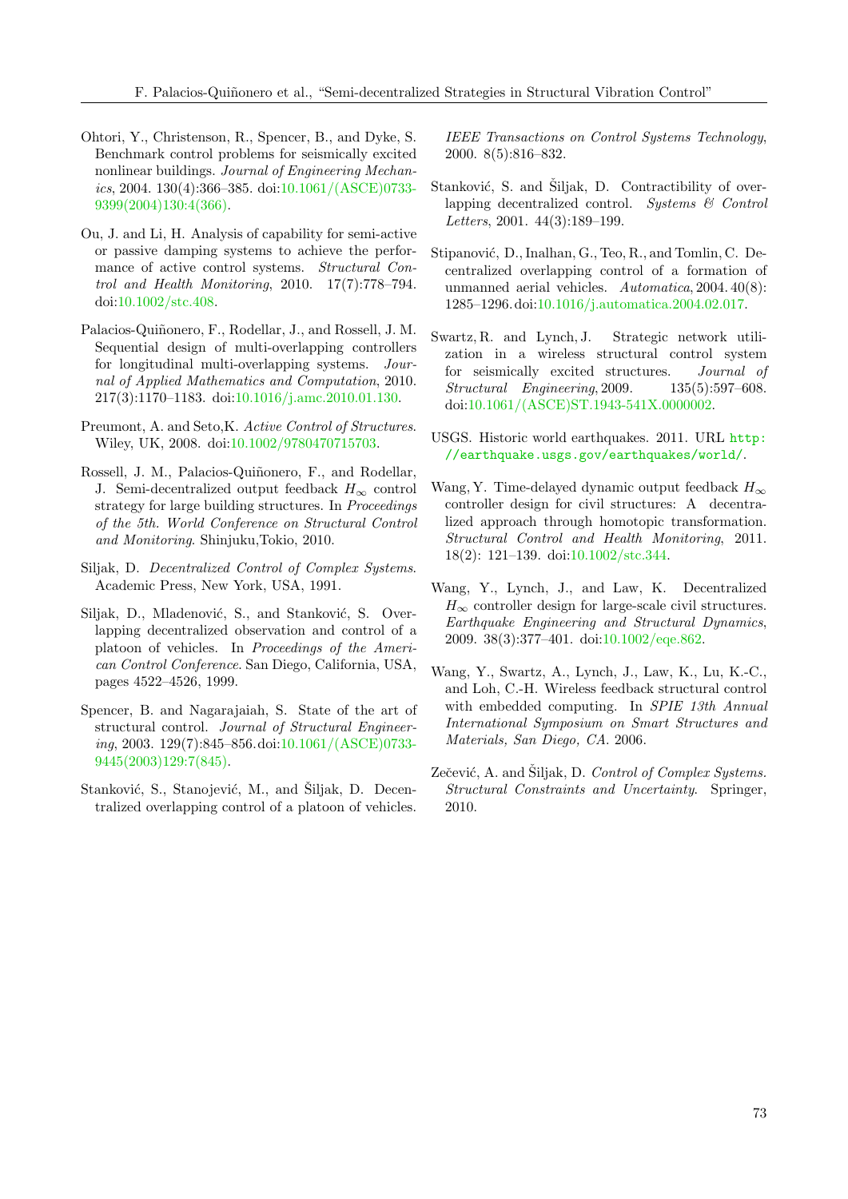Ohtori, Y., Christenson, R., Spencer, B., and Dyke, S. Benchmark control problems for seismically excited nonlinear buildings. *Journal of Engineering Mechanics*, 2004. 130(4):366–385. doi:10.1061/(ASCE)0733-9399(2004)130:4(366).

Ou, J. and Li, H. Analysis of capability for semi-active or passive damping systems to achieve the performance of active control systems. *Structural Control and Health Monitoring*, 2010. 17(7):778–794. doi:10.1002/stc.408.

Palacios-Quiñonero, F., Rodellar, J., and Rossell, J. M. Sequential design of multi-overlapping controllers for longitudinal multi-overlapping systems. *Journal of Applied Mathematics and Computation*, 2010. 217(3):1170–1183. doi:10.1016/j.amc.2010.01.130.

Preumont, A. and Seto,K. *Active Control of Structures*. Wiley, UK, 2008. doi:10.1002/9780470715703.

Rossell, J. M., Palacios-Quiñonero, F., and Rodellar, J. Semi-decentralized output feedback $H_\infty$ control strategy for large building structures. In *Proceedings of the 5th. World Conference on Structural Control and Monitoring*. Shinjuku,Tokio, 2010.

Siljak, D. *Decentralized Control of Complex Systems*. Academic Press, New York, USA, 1991.

Siljak, D., Mladenović, S., and Stanković, S. Overlapping decentralized observation and control of a platoon of vehicles. In *Proceedings of the American Control Conference*. San Diego, California, USA, pages 4522–4526, 1999.

Spencer, B. and Nagarajaiah, S. State of the art of structural control. *Journal of Structural Engineering*, 2003. 129(7):845–856.doi:10.1061/(ASCE)0733-9445(2003)129:7(845).

Stanković, S., Stanojević, M., and Šiljak, D. Decentralized overlapping control of a platoon of vehicles. *IEEE Transactions on Control Systems Technology*, 2000. 8(5):816–832.

Stanković, S. and Šiljak, D. Contractibility of overlapping decentralized control. *Systems & Control Letters*, 2001. 44(3):189–199.

Stipanović, D., Inalhan, G., Teo, R., and Tomlin, C. Decentralized overlapping control of a formation of unmanned aerial vehicles. *Automatica*, 2004. 40(8): 1285–1296. doi:10.1016/j.automatica.2004.02.017.

Swartz, R. and Lynch, J. Strategic network utilization in a wireless structural control system for seismically excited structures. *Journal of Structural Engineering*, 2009. 135(5):597–608. doi:10.1061/(ASCE)ST.1943-541X.0000002.

USGS. Historic world earthquakes. 2011. URL http://earthquake.usgs.gov/earthquakes/world/.

Wang, Y. Time-delayed dynamic output feedback $H_\infty$ controller design for civil structures: A decentralized approach through homotopic transformation. *Structural Control and Health Monitoring*, 2011. 18(2): 121–139. doi:10.1002/stc.344.

Wang, Y., Lynch, J., and Law, K. Decentralized $H_\infty$ controller design for large-scale civil structures. *Earthquake Engineering and Structural Dynamics*, 2009. 38(3):377–401. doi:10.1002/eqe.862.

Wang, Y., Swartz, A., Lynch, J., Law, K., Lu, K.-C., and Loh, C.-H. Wireless feedback structural control with embedded computing. In *SPIE 13th Annual International Symposium on Smart Structures and Materials, San Diego, CA*. 2006.

Zečević, A. and Šiljak, D. *Control of Complex Systems. Structural Constraints and Uncertainty*. Springer, 2010.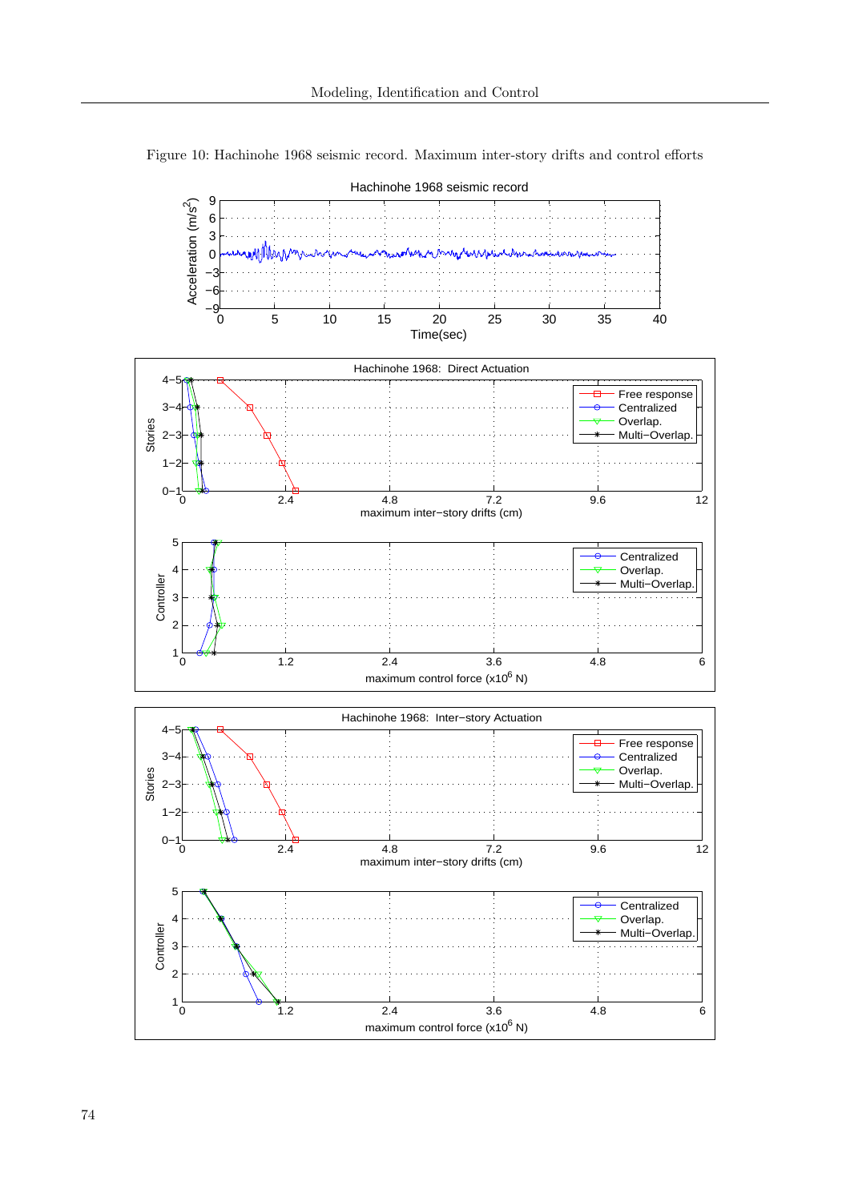Figure 10: Hachinohe 1968 seismic record. Maximum inter-story drifts and control efforts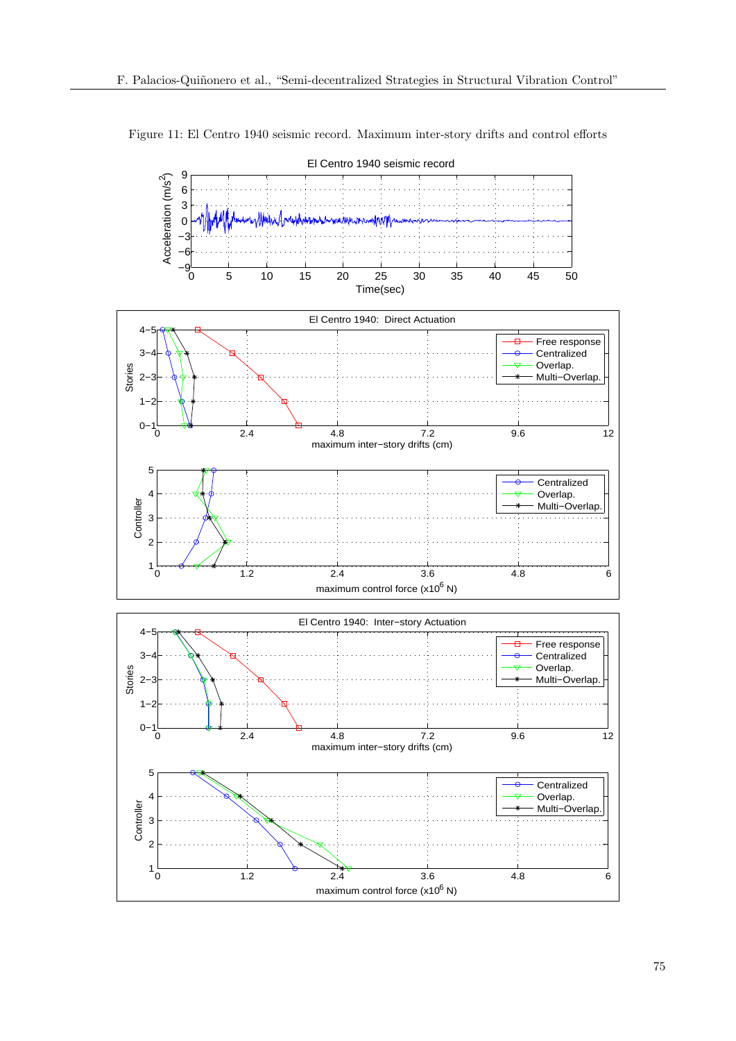Figure 11: El Centro 1940 seismic record. Maximum inter-story drifts and control efforts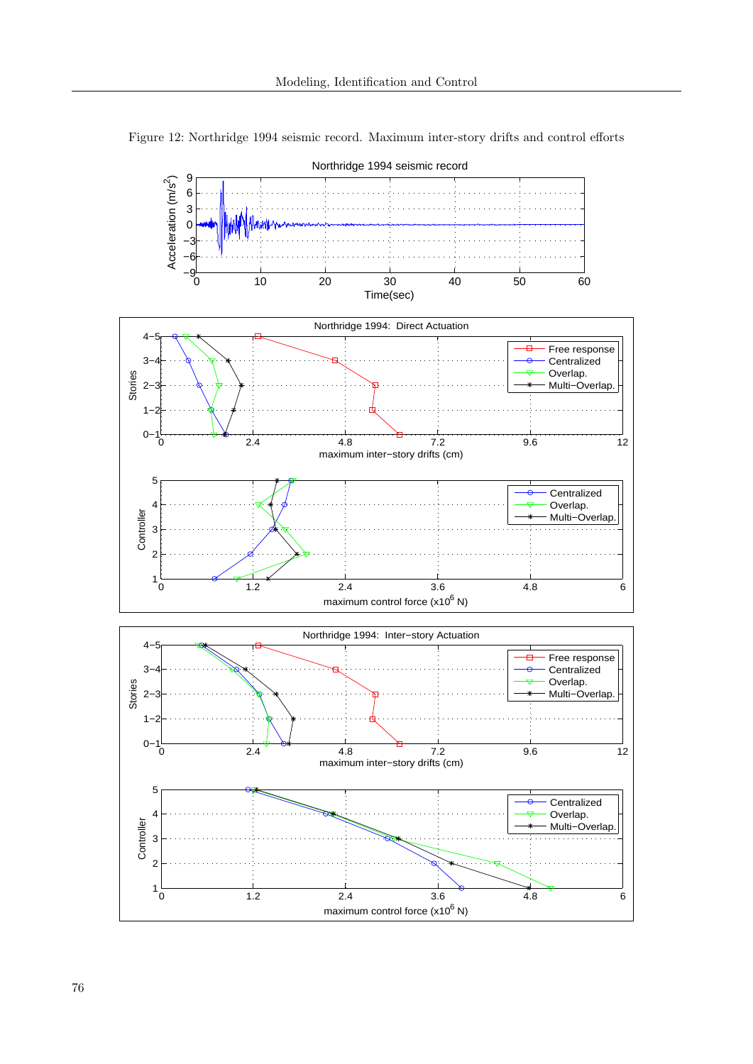Figure 12: Northridge 1994 seismic record. Maximum inter-story drifts and control efforts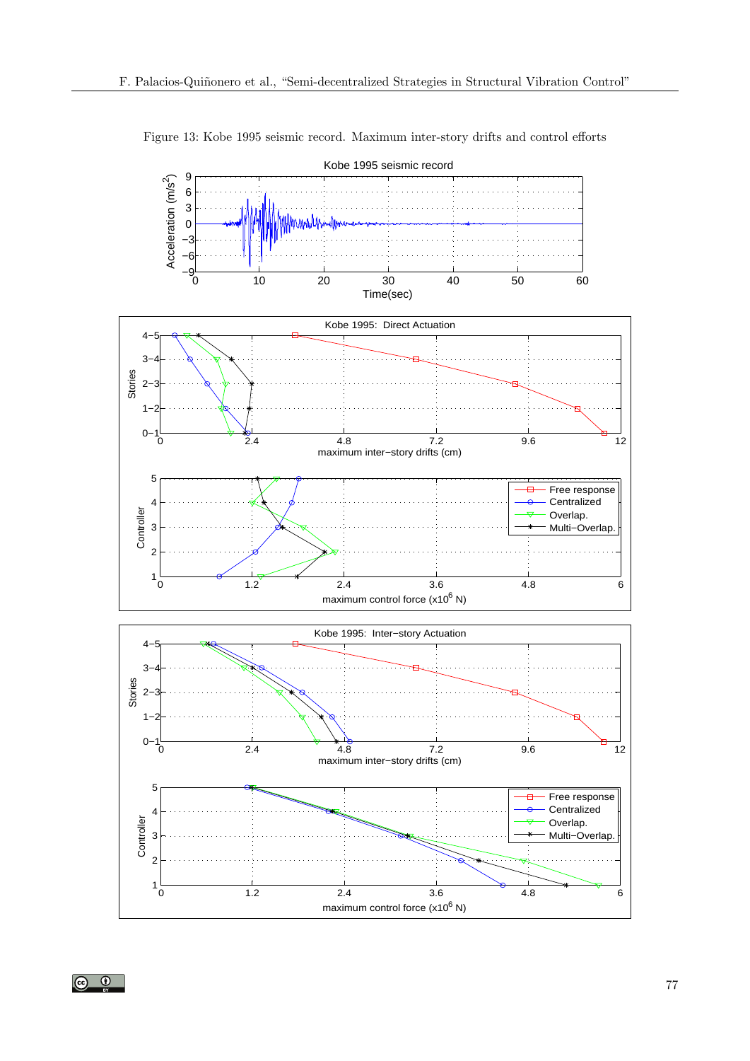Figure 13: Kobe 1995 seismic record. Maximum inter-story drifts and control efforts

Kobe 1995 seismic record

Acceleration (m/s$^2$)

9
6
3
0
−3
−6
−9

0 10 20 30 40 50 60

Time(sec)

Kobe 1995: Direct Actuation

Stories

4−5
3−4
2−3
1−2
0−1

0 2.4 4.8 7.2 9.6 12

maximum inter−story drifts (cm)

Controller

5
4
3
2
1

0 1.2 2.4 3.6 4.8 6

maximum control force (x10$^6$ N)

Free response
Centralized
Overlap.
Multi−Overlap.

Kobe 1995: Inter−story Actuation

Stories

4−5
3−4
2−3
1−2
0−1

0 2.4 4.8 7.2 9.6 12

maximum inter−story drifts (cm)

Controller

5
4
3
2
1

0 1.2 2.4 3.6 4.8 6

maximum control force (x10$^6$ N)

Free response
Centralized
Overlap.
Multi−Overlap.